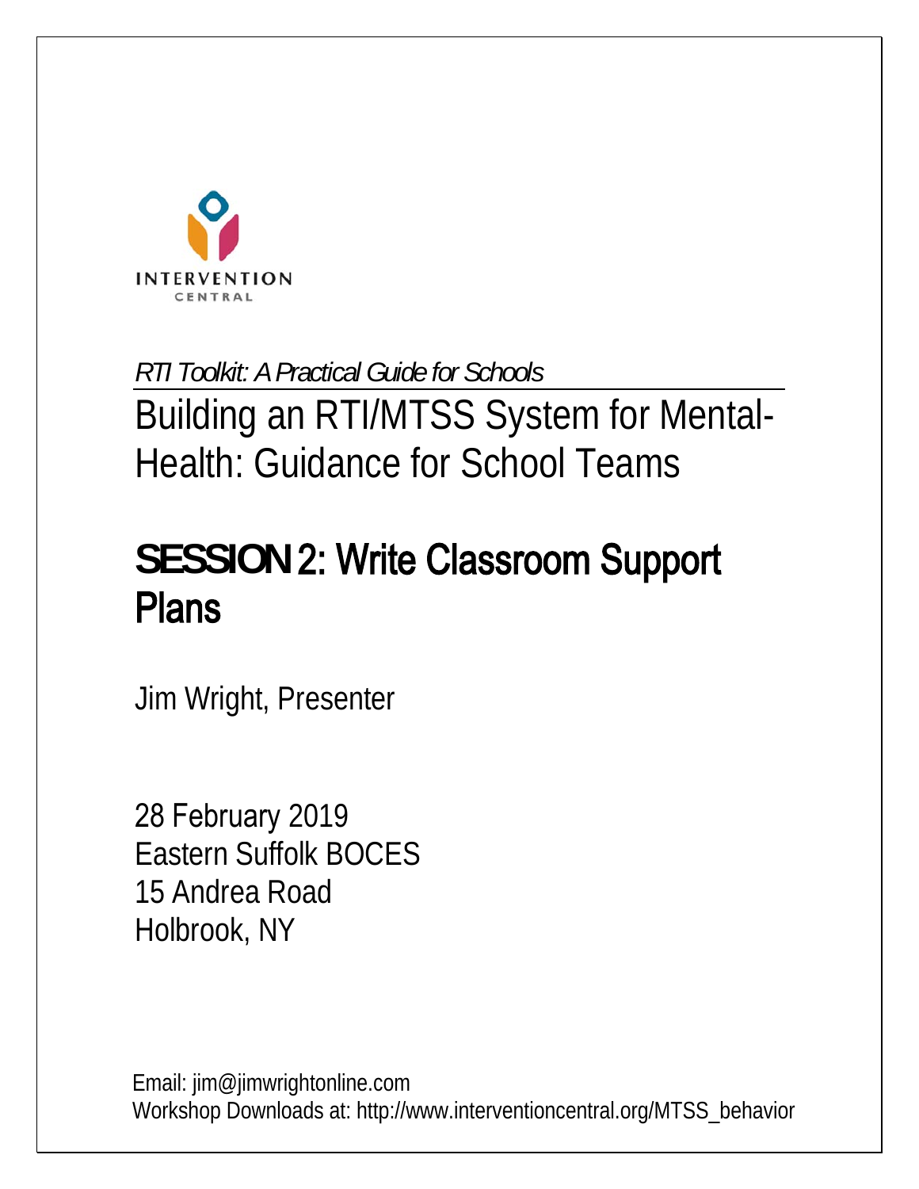INTERVENTION CENTRAL

*RTI Toolkit: A Practical Guide for Schools*

# Building an RTI/MTSS System for Mental-Health: Guidance for School Teams

## SESSION 2: Write Classroom Support Plans

Jim Wright, Presenter

28 February 2019
Eastern Suffolk BOCES
15 Andrea Road
Holbrook, NY

Email: jim@jimwrightonline.com
Workshop Downloads at: http://www.interventioncentral.org/MTSS_behavior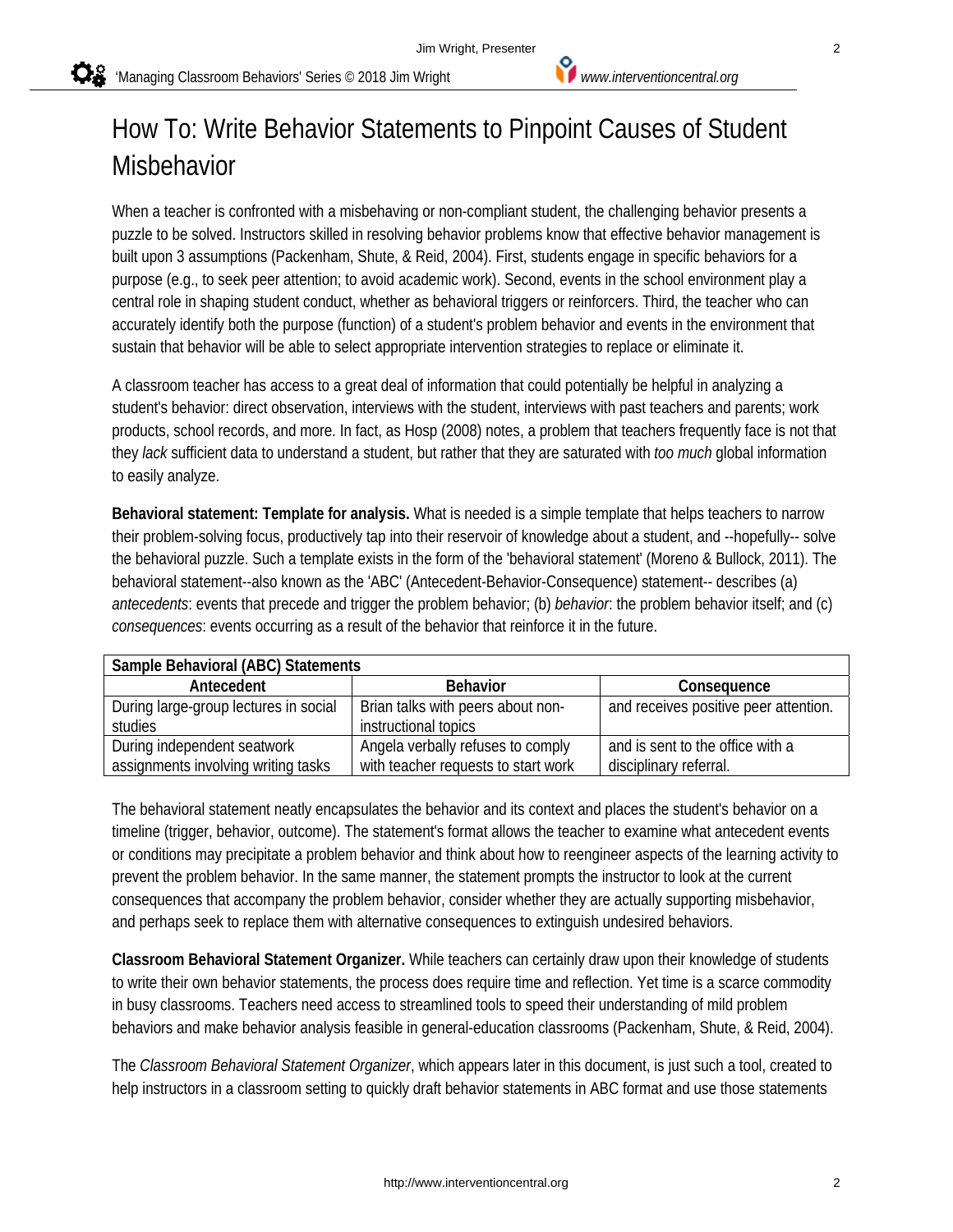# How To: Write Behavior Statements to Pinpoint Causes of Student Misbehavior

When a teacher is confronted with a misbehaving or non-compliant student, the challenging behavior presents a puzzle to be solved. Instructors skilled in resolving behavior problems know that effective behavior management is built upon 3 assumptions (Packenham, Shute, & Reid, 2004). First, students engage in specific behaviors for a purpose (e.g., to seek peer attention; to avoid academic work). Second, events in the school environment play a central role in shaping student conduct, whether as behavioral triggers or reinforcers. Third, the teacher who can accurately identify both the purpose (function) of a student's problem behavior and events in the environment that sustain that behavior will be able to select appropriate intervention strategies to replace or eliminate it.

A classroom teacher has access to a great deal of information that could potentially be helpful in analyzing a student's behavior: direct observation, interviews with the student, interviews with past teachers and parents; work products, school records, and more. In fact, as Hosp (2008) notes, a problem that teachers frequently face is not that they *lack* sufficient data to understand a student, but rather that they are saturated with *too much* global information to easily analyze.

**Behavioral statement: Template for analysis.** What is needed is a simple template that helps teachers to narrow their problem-solving focus, productively tap into their reservoir of knowledge about a student, and --hopefully-- solve the behavioral puzzle. Such a template exists in the form of the 'behavioral statement' (Moreno & Bullock, 2011). The behavioral statement--also known as the 'ABC' (Antecedent-Behavior-Consequence) statement-- describes (a) *antecedents*: events that precede and trigger the problem behavior; (b) *behavior*: the problem behavior itself; and (c) *consequences*: events occurring as a result of the behavior that reinforce it in the future.

| **Sample Behavioral (ABC) Statements** | | |
|---|---|---|
| **Antecedent** | **Behavior** | **Consequence** |
| During large-group lectures in social studies | Brian talks with peers about non-instructional topics | and receives positive peer attention. |
| During independent seatwork assignments involving writing tasks | Angela verbally refuses to comply with teacher requests to start work | and is sent to the office with a disciplinary referral. |

The behavioral statement neatly encapsulates the behavior and its context and places the student's behavior on a timeline (trigger, behavior, outcome). The statement's format allows the teacher to examine what antecedent events or conditions may precipitate a problem behavior and think about how to reengineer aspects of the learning activity to prevent the problem behavior. In the same manner, the statement prompts the instructor to look at the current consequences that accompany the problem behavior, consider whether they are actually supporting misbehavior, and perhaps seek to replace them with alternative consequences to extinguish undesired behaviors.

**Classroom Behavioral Statement Organizer.** While teachers can certainly draw upon their knowledge of students to write their own behavior statements, the process does require time and reflection. Yet time is a scarce commodity in busy classrooms. Teachers need access to streamlined tools to speed their understanding of mild problem behaviors and make behavior analysis feasible in general-education classrooms (Packenham, Shute, & Reid, 2004).

The *Classroom Behavioral Statement Organizer*, which appears later in this document, is just such a tool, created to help instructors in a classroom setting to quickly draft behavior statements in ABC format and use those statements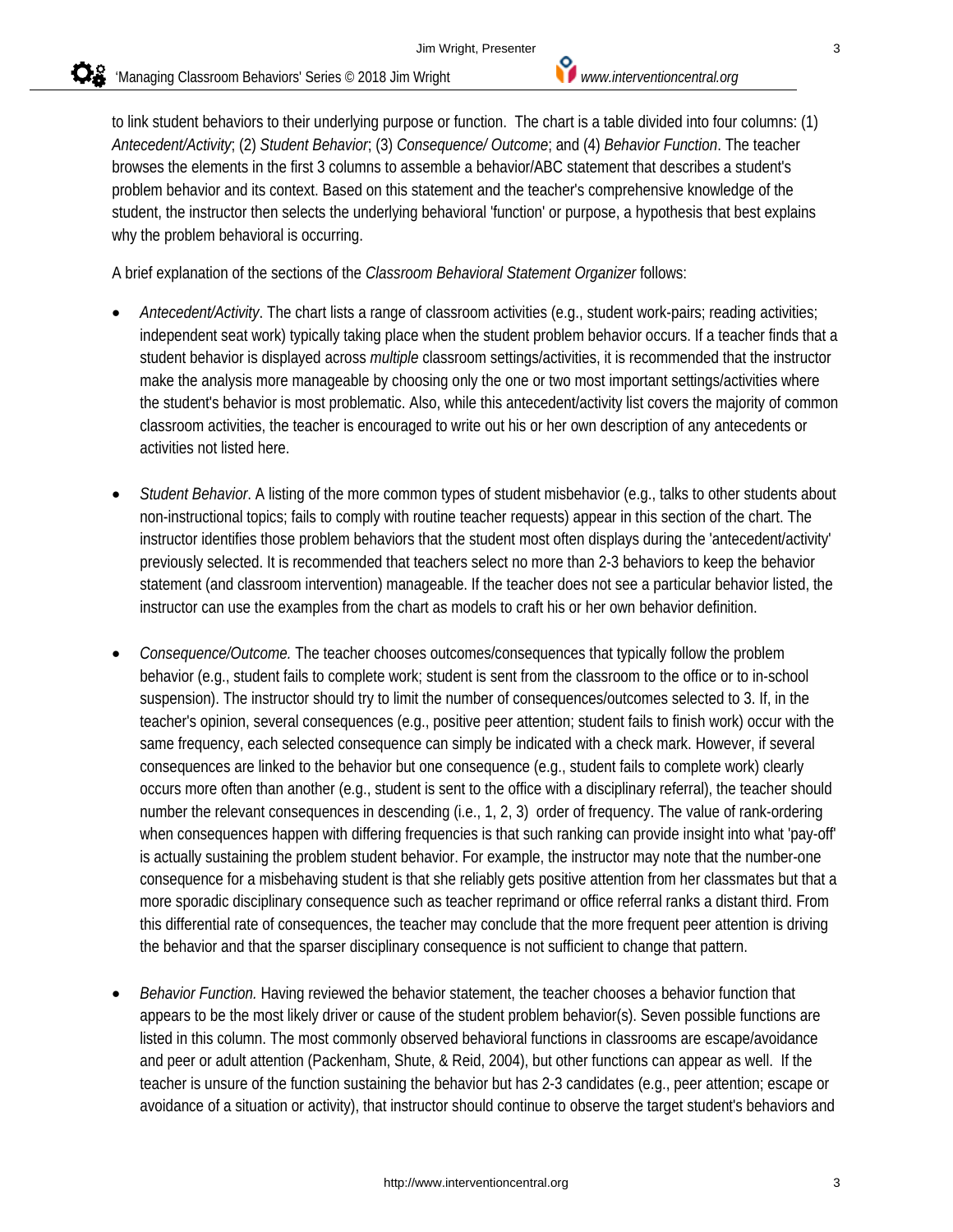to link student behaviors to their underlying purpose or function. The chart is a table divided into four columns: (1) *Antecedent/Activity*; (2) *Student Behavior*; (3) *Consequence/ Outcome*; and (4) *Behavior Function*. The teacher browses the elements in the first 3 columns to assemble a behavior/ABC statement that describes a student's problem behavior and its context. Based on this statement and the teacher's comprehensive knowledge of the student, the instructor then selects the underlying behavioral 'function' or purpose, a hypothesis that best explains why the problem behavioral is occurring.

A brief explanation of the sections of the *Classroom Behavioral Statement Organizer* follows:

- *Antecedent/Activity*. The chart lists a range of classroom activities (e.g., student work-pairs; reading activities; independent seat work) typically taking place when the student problem behavior occurs. If a teacher finds that a student behavior is displayed across *multiple* classroom settings/activities, it is recommended that the instructor make the analysis more manageable by choosing only the one or two most important settings/activities where the student's behavior is most problematic. Also, while this antecedent/activity list covers the majority of common classroom activities, the teacher is encouraged to write out his or her own description of any antecedents or activities not listed here.

- *Student Behavior*. A listing of the more common types of student misbehavior (e.g., talks to other students about non-instructional topics; fails to comply with routine teacher requests) appear in this section of the chart. The instructor identifies those problem behaviors that the student most often displays during the 'antecedent/activity' previously selected. It is recommended that teachers select no more than 2-3 behaviors to keep the behavior statement (and classroom intervention) manageable. If the teacher does not see a particular behavior listed, the instructor can use the examples from the chart as models to craft his or her own behavior definition.

- *Consequence/Outcome.* The teacher chooses outcomes/consequences that typically follow the problem behavior (e.g., student fails to complete work; student is sent from the classroom to the office or to in-school suspension). The instructor should try to limit the number of consequences/outcomes selected to 3. If, in the teacher's opinion, several consequences (e.g., positive peer attention; student fails to finish work) occur with the same frequency, each selected consequence can simply be indicated with a check mark. However, if several consequences are linked to the behavior but one consequence (e.g., student fails to complete work) clearly occurs more often than another (e.g., student is sent to the office with a disciplinary referral), the teacher should number the relevant consequences in descending (i.e., 1, 2, 3) order of frequency. The value of rank-ordering when consequences happen with differing frequencies is that such ranking can provide insight into what 'pay-off' is actually sustaining the problem student behavior. For example, the instructor may note that the number-one consequence for a misbehaving student is that she reliably gets positive attention from her classmates but that a more sporadic disciplinary consequence such as teacher reprimand or office referral ranks a distant third. From this differential rate of consequences, the teacher may conclude that the more frequent peer attention is driving the behavior and that the sparser disciplinary consequence is not sufficient to change that pattern.

- *Behavior Function.* Having reviewed the behavior statement, the teacher chooses a behavior function that appears to be the most likely driver or cause of the student problem behavior(s). Seven possible functions are listed in this column. The most commonly observed behavioral functions in classrooms are escape/avoidance and peer or adult attention (Packenham, Shute, & Reid, 2004), but other functions can appear as well. If the teacher is unsure of the function sustaining the behavior but has 2-3 candidates (e.g., peer attention; escape or avoidance of a situation or activity), that instructor should continue to observe the target student's behaviors and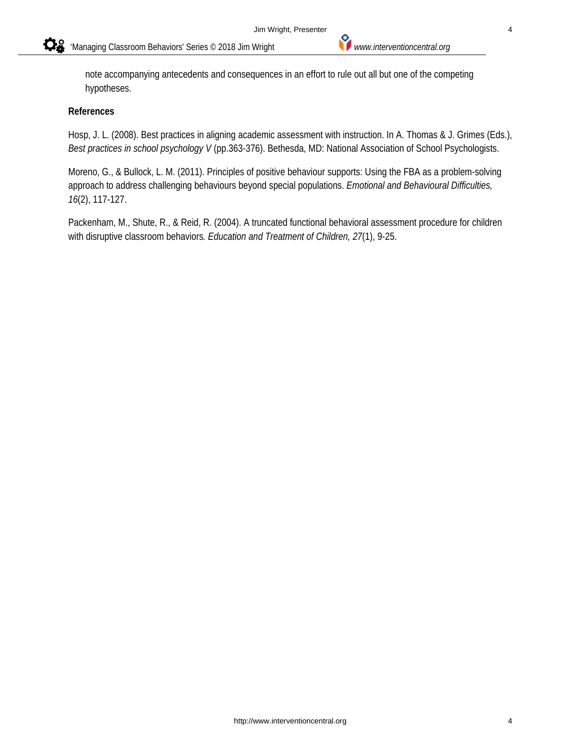note accompanying antecedents and consequences in an effort to rule out all but one of the competing hypotheses.

**References**

Hosp, J. L. (2008). Best practices in aligning academic assessment with instruction. In A. Thomas & J. Grimes (Eds.), *Best practices in school psychology V* (pp.363-376). Bethesda, MD: National Association of School Psychologists.

Moreno, G., & Bullock, L. M. (2011). Principles of positive behaviour supports: Using the FBA as a problem-solving approach to address challenging behaviours beyond special populations. *Emotional and Behavioural Difficulties, 16*(2), 117-127.

Packenham, M., Shute, R., & Reid, R. (2004). A truncated functional behavioral assessment procedure for children with disruptive classroom behaviors*. Education and Treatment of Children, 27*(1), 9-25.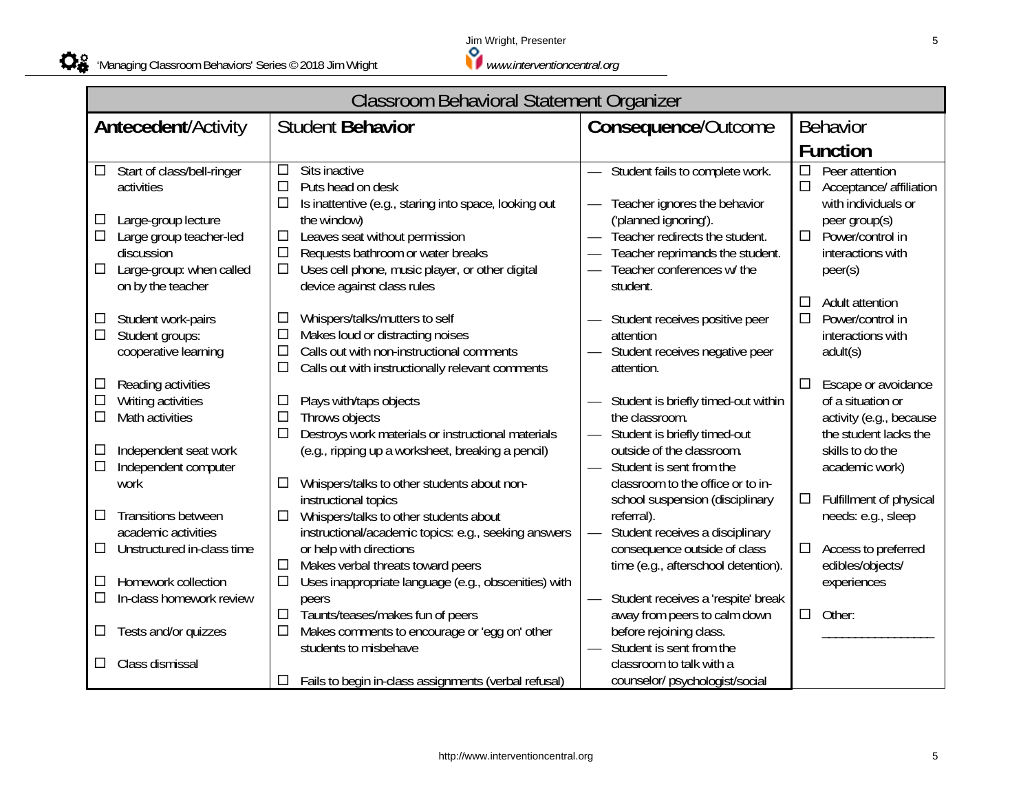# Classroom Behavioral Statement Organizer

| **Antecedent**/Activity | Student **Behavior** | **Consequence**/Outcome | Behavior **Function** |
|---|---|---|---|
| ☐ Start of class/bell-ringer activities<br><br>☐ Large-group lecture<br>☐ Large group teacher-led discussion<br>☐ Large-group: when called on by the teacher<br><br>☐ Student work-pairs<br>☐ Student groups: cooperative learning<br><br>☐ Reading activities<br>☐ Writing activities<br>☐ Math activities<br><br>☐ Independent seat work<br>☐ Independent computer work<br><br>☐ Transitions between academic activities<br>☐ Unstructured in-class time<br><br>☐ Homework collection<br>☐ In-class homework review<br><br>☐ Tests and/or quizzes<br><br>☐ Class dismissal | ☐ Sits inactive<br>☐ Puts head on desk<br>☐ Is inattentive (e.g., staring into space, looking out the window)<br>☐ Leaves seat without permission<br>☐ Requests bathroom or water breaks<br>☐ Uses cell phone, music player, or other digital device against class rules<br><br>☐ Whispers/talks/mutters to self<br>☐ Makes loud or distracting noises<br>☐ Calls out with non-instructional comments<br>☐ Calls out with instructionally relevant comments<br><br>☐ Plays with/taps objects<br>☐ Throws objects<br>☐ Destroys work materials or instructional materials (e.g., ripping up a worksheet, breaking a pencil)<br><br>☐ Whispers/talks to other students about non-instructional topics<br>☐ Whispers/talks to other students about instructional/academic topics: e.g., seeking answers or help with directions<br>☐ Makes verbal threats toward peers<br>☐ Uses inappropriate language (e.g., obscenities) with peers<br>☐ Taunts/teases/makes fun of peers<br>☐ Makes comments to encourage or 'egg on' other students to misbehave<br><br>☐ Fails to begin in-class assignments (verbal refusal) | — Student fails to complete work.<br><br>— Teacher ignores the behavior ('planned ignoring').<br>— Teacher redirects the student.<br>— Teacher reprimands the student.<br>— Teacher conferences w/ the student.<br><br>— Student receives positive peer attention<br>— Student receives negative peer attention.<br><br>— Student is briefly timed-out within the classroom.<br>— Student is briefly timed-out outside of the classroom.<br>— Student is sent from the classroom to the office or to in-school suspension (disciplinary referral).<br>— Student receives a disciplinary consequence outside of class time (e.g., afterschool detention).<br><br>— Student receives a 'respite' break away from peers to calm down before rejoining class.<br>— Student is sent from the classroom to talk with a counselor/ psychologist/social | ☐ Peer attention<br>☐ Acceptance/ affiliation with individuals or peer group(s)<br>☐ Power/control in interactions with peer(s)<br><br>☐ Adult attention<br>☐ Power/control in interactions with adult(s)<br><br>☐ Escape or avoidance of a situation or activity (e.g., because the student lacks the skills to do the academic work)<br><br>☐ Fulfillment of physical needs: e.g., sleep<br><br>☐ Access to preferred edibles/objects/ experiences<br><br>☐ Other: ________________ |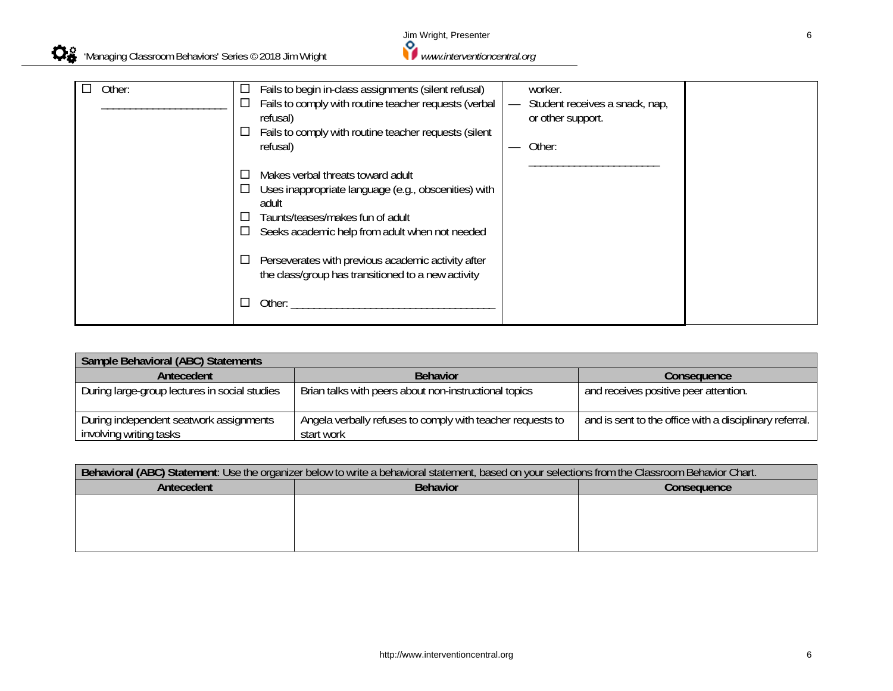| | | | |
|---|---|---|---|
| ☐ Other: ____________________ | ☐ Fails to begin in-class assignments (silent refusal)<br>☐ Fails to comply with routine teacher requests (verbal refusal)<br>☐ Fails to comply with routine teacher requests (silent refusal)<br><br>☐ Makes verbal threats toward adult<br>☐ Uses inappropriate language (e.g., obscenities) with adult<br>☐ Taunts/teases/makes fun of adult<br>☐ Seeks academic help from adult when not needed<br><br>☐ Perseverates with previous academic activity after the class/group has transitioned to a new activity<br><br>☐ Other: ______________________________ | worker.<br>__ Student receives a snack, nap, or other support.<br><br>__ Other: ____________________ | |

| Sample Behavioral (ABC) Statements | | |
|---|---|---|
| **Antecedent** | **Behavior** | **Consequence** |
| During large-group lectures in social studies | Brian talks with peers about non-instructional topics | and receives positive peer attention. |
| During independent seatwork assignments involving writing tasks | Angela verbally refuses to comply with teacher requests to start work | and is sent to the office with a disciplinary referral. |

| **Behavioral (ABC) Statement**: Use the organizer below to write a behavioral statement, based on your selections from the Classroom Behavior Chart. | | |
|---|---|---|
| **Antecedent** | **Behavior** | **Consequence** |
| | | |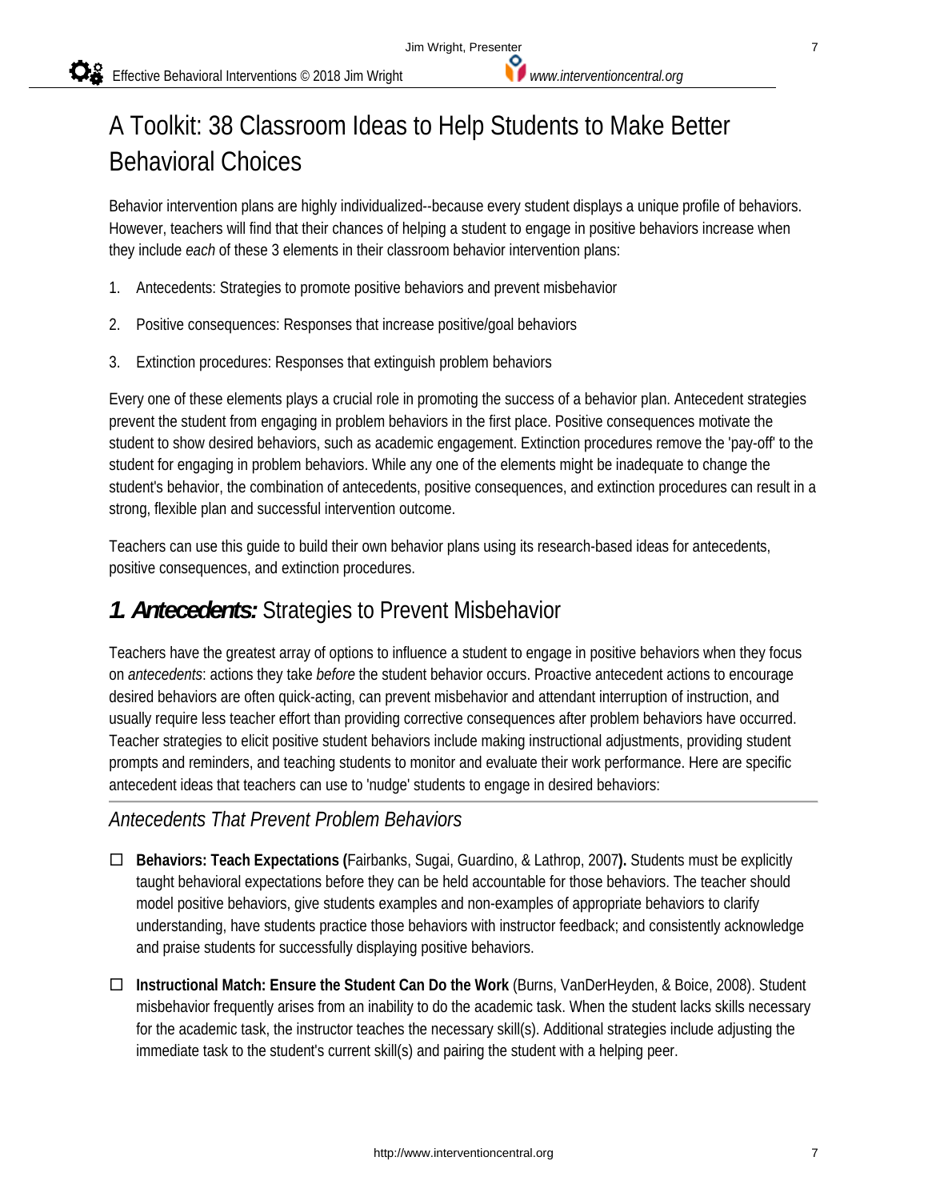# A Toolkit: 38 Classroom Ideas to Help Students to Make Better Behavioral Choices

Behavior intervention plans are highly individualized--because every student displays a unique profile of behaviors. However, teachers will find that their chances of helping a student to engage in positive behaviors increase when they include *each* of these 3 elements in their classroom behavior intervention plans:

1. Antecedents: Strategies to promote positive behaviors and prevent misbehavior
2. Positive consequences: Responses that increase positive/goal behaviors
3. Extinction procedures: Responses that extinguish problem behaviors

Every one of these elements plays a crucial role in promoting the success of a behavior plan. Antecedent strategies prevent the student from engaging in problem behaviors in the first place. Positive consequences motivate the student to show desired behaviors, such as academic engagement. Extinction procedures remove the 'pay-off' to the student for engaging in problem behaviors. While any one of the elements might be inadequate to change the student's behavior, the combination of antecedents, positive consequences, and extinction procedures can result in a strong, flexible plan and successful intervention outcome.

Teachers can use this guide to build their own behavior plans using its research-based ideas for antecedents, positive consequences, and extinction procedures.

## *1. Antecedents:* Strategies to Prevent Misbehavior

Teachers have the greatest array of options to influence a student to engage in positive behaviors when they focus on *antecedents*: actions they take *before* the student behavior occurs. Proactive antecedent actions to encourage desired behaviors are often quick-acting, can prevent misbehavior and attendant interruption of instruction, and usually require less teacher effort than providing corrective consequences after problem behaviors have occurred. Teacher strategies to elicit positive student behaviors include making instructional adjustments, providing student prompts and reminders, and teaching students to monitor and evaluate their work performance. Here are specific antecedent ideas that teachers can use to 'nudge' students to engage in desired behaviors:

### *Antecedents That Prevent Problem Behaviors*

- ☐ **Behaviors: Teach Expectations (**Fairbanks, Sugai, Guardino, & Lathrop, 2007**).** Students must be explicitly taught behavioral expectations before they can be held accountable for those behaviors. The teacher should model positive behaviors, give students examples and non-examples of appropriate behaviors to clarify understanding, have students practice those behaviors with instructor feedback; and consistently acknowledge and praise students for successfully displaying positive behaviors.

- ☐ **Instructional Match: Ensure the Student Can Do the Work** (Burns, VanDerHeyden, & Boice, 2008). Student misbehavior frequently arises from an inability to do the academic task. When the student lacks skills necessary for the academic task, the instructor teaches the necessary skill(s). Additional strategies include adjusting the immediate task to the student's current skill(s) and pairing the student with a helping peer.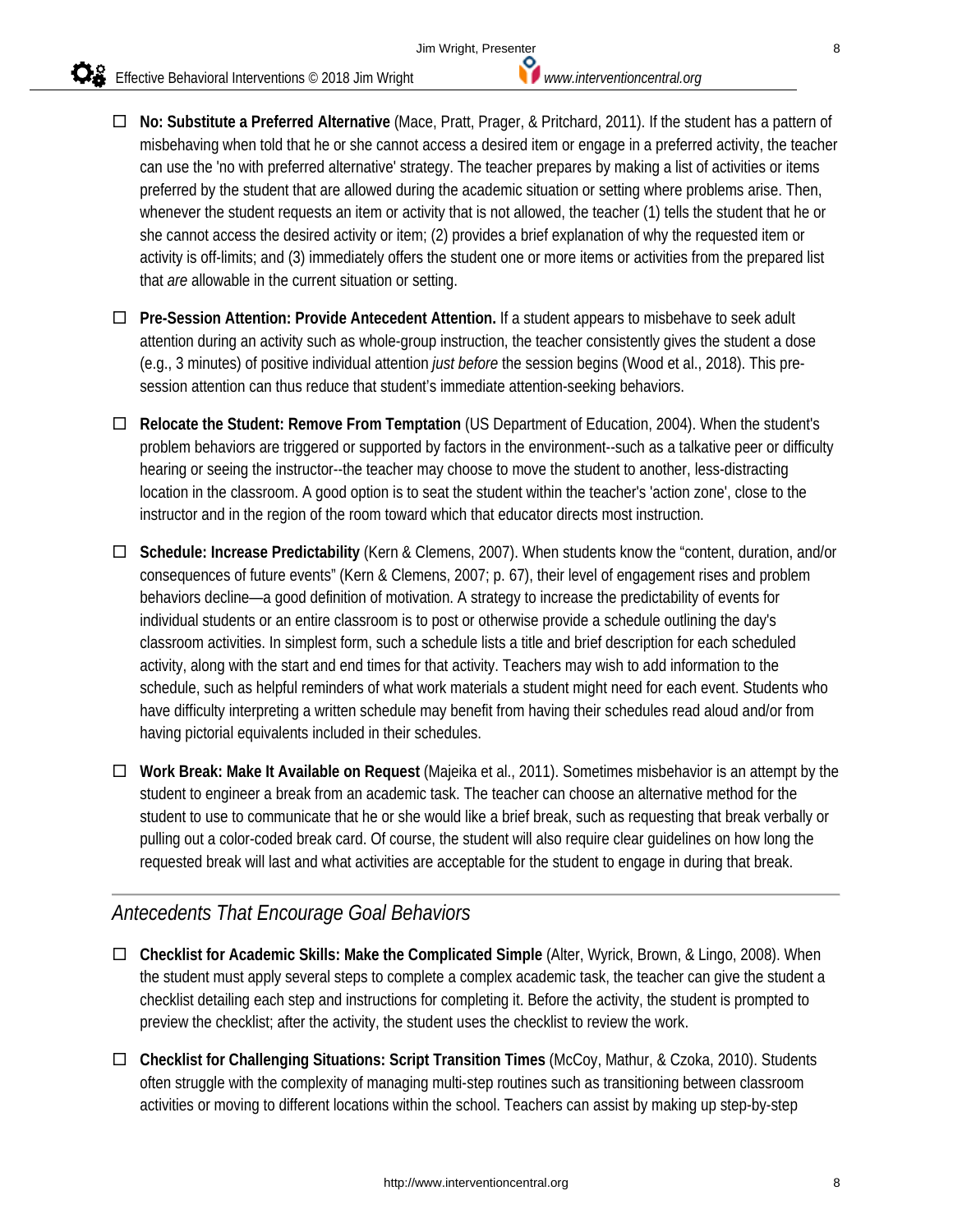- ☐ **No: Substitute a Preferred Alternative** (Mace, Pratt, Prager, & Pritchard, 2011). If the student has a pattern of misbehaving when told that he or she cannot access a desired item or engage in a preferred activity, the teacher can use the 'no with preferred alternative' strategy. The teacher prepares by making a list of activities or items preferred by the student that are allowed during the academic situation or setting where problems arise. Then, whenever the student requests an item or activity that is not allowed, the teacher (1) tells the student that he or she cannot access the desired activity or item; (2) provides a brief explanation of why the requested item or activity is off-limits; and (3) immediately offers the student one or more items or activities from the prepared list that *are* allowable in the current situation or setting.

- ☐ **Pre-Session Attention: Provide Antecedent Attention.** If a student appears to misbehave to seek adult attention during an activity such as whole-group instruction, the teacher consistently gives the student a dose (e.g., 3 minutes) of positive individual attention *just before* the session begins (Wood et al., 2018). This pre-session attention can thus reduce that student's immediate attention-seeking behaviors.

- ☐ **Relocate the Student: Remove From Temptation** (US Department of Education, 2004). When the student's problem behaviors are triggered or supported by factors in the environment--such as a talkative peer or difficulty hearing or seeing the instructor--the teacher may choose to move the student to another, less-distracting location in the classroom. A good option is to seat the student within the teacher's 'action zone', close to the instructor and in the region of the room toward which that educator directs most instruction.

- ☐ **Schedule: Increase Predictability** (Kern & Clemens, 2007). When students know the "content, duration, and/or consequences of future events" (Kern & Clemens, 2007; p. 67), their level of engagement rises and problem behaviors decline—a good definition of motivation. A strategy to increase the predictability of events for individual students or an entire classroom is to post or otherwise provide a schedule outlining the day's classroom activities. In simplest form, such a schedule lists a title and brief description for each scheduled activity, along with the start and end times for that activity. Teachers may wish to add information to the schedule, such as helpful reminders of what work materials a student might need for each event. Students who have difficulty interpreting a written schedule may benefit from having their schedules read aloud and/or from having pictorial equivalents included in their schedules.

- ☐ **Work Break: Make It Available on Request** (Majeika et al., 2011). Sometimes misbehavior is an attempt by the student to engineer a break from an academic task. The teacher can choose an alternative method for the student to use to communicate that he or she would like a brief break, such as requesting that break verbally or pulling out a color-coded break card. Of course, the student will also require clear guidelines on how long the requested break will last and what activities are acceptable for the student to engage in during that break.

## *Antecedents That Encourage Goal Behaviors*

- ☐ **Checklist for Academic Skills: Make the Complicated Simple** (Alter, Wyrick, Brown, & Lingo, 2008). When the student must apply several steps to complete a complex academic task, the teacher can give the student a checklist detailing each step and instructions for completing it. Before the activity, the student is prompted to preview the checklist; after the activity, the student uses the checklist to review the work.

- ☐ **Checklist for Challenging Situations: Script Transition Times** (McCoy, Mathur, & Czoka, 2010). Students often struggle with the complexity of managing multi-step routines such as transitioning between classroom activities or moving to different locations within the school. Teachers can assist by making up step-by-step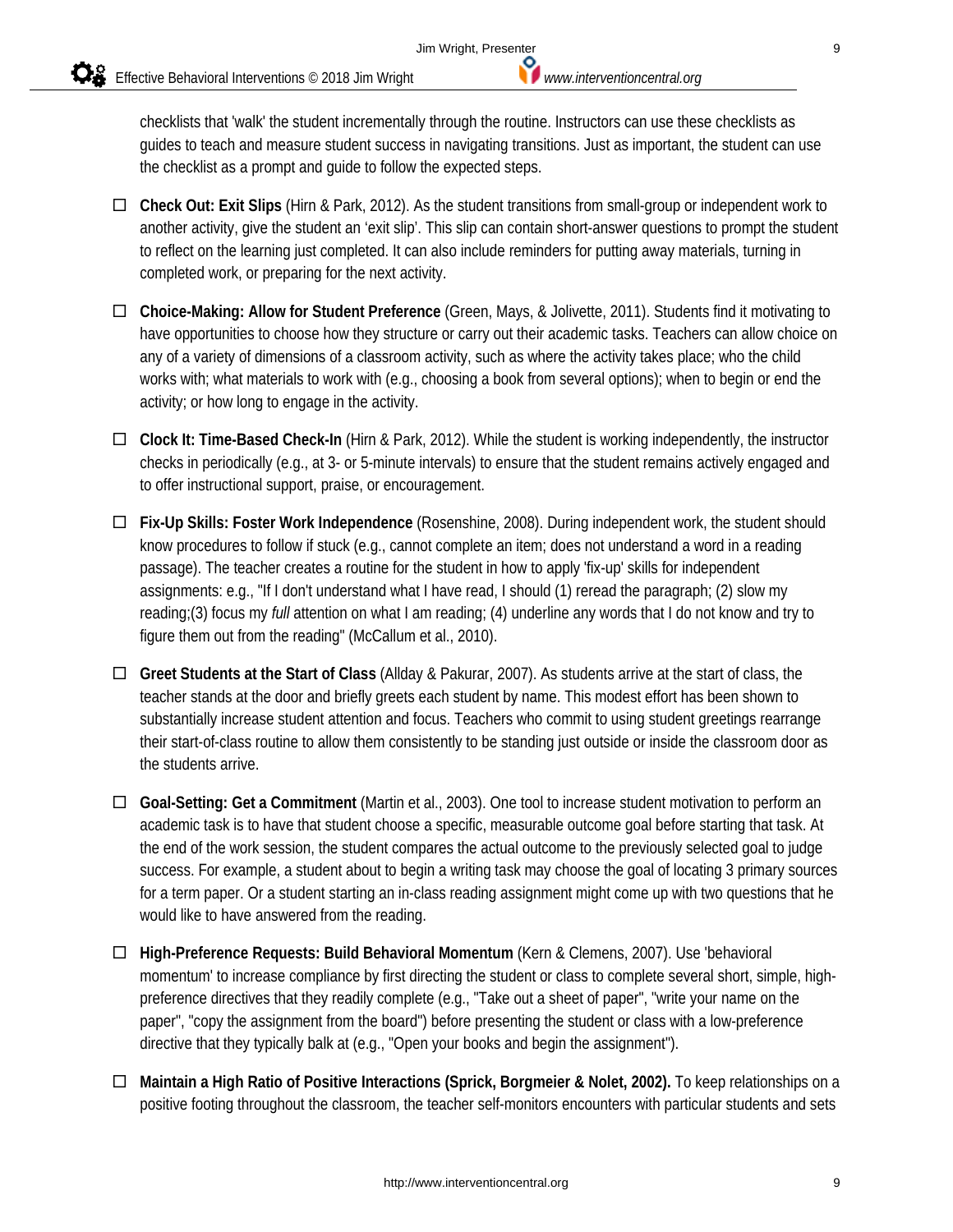checklists that 'walk' the student incrementally through the routine. Instructors can use these checklists as guides to teach and measure student success in navigating transitions. Just as important, the student can use the checklist as a prompt and guide to follow the expected steps.

- ☐ **Check Out: Exit Slips** (Hirn & Park, 2012). As the student transitions from small-group or independent work to another activity, give the student an 'exit slip'. This slip can contain short-answer questions to prompt the student to reflect on the learning just completed. It can also include reminders for putting away materials, turning in completed work, or preparing for the next activity.

- ☐ **Choice-Making: Allow for Student Preference** (Green, Mays, & Jolivette, 2011). Students find it motivating to have opportunities to choose how they structure or carry out their academic tasks. Teachers can allow choice on any of a variety of dimensions of a classroom activity, such as where the activity takes place; who the child works with; what materials to work with (e.g., choosing a book from several options); when to begin or end the activity; or how long to engage in the activity.

- ☐ **Clock It: Time-Based Check-In** (Hirn & Park, 2012). While the student is working independently, the instructor checks in periodically (e.g., at 3- or 5-minute intervals) to ensure that the student remains actively engaged and to offer instructional support, praise, or encouragement.

- ☐ **Fix-Up Skills: Foster Work Independence** (Rosenshine, 2008). During independent work, the student should know procedures to follow if stuck (e.g., cannot complete an item; does not understand a word in a reading passage). The teacher creates a routine for the student in how to apply 'fix-up' skills for independent assignments: e.g., "If I don't understand what I have read, I should (1) reread the paragraph; (2) slow my reading;(3) focus my *full* attention on what I am reading; (4) underline any words that I do not know and try to figure them out from the reading" (McCallum et al., 2010).

- ☐ **Greet Students at the Start of Class** (Allday & Pakurar, 2007). As students arrive at the start of class, the teacher stands at the door and briefly greets each student by name. This modest effort has been shown to substantially increase student attention and focus. Teachers who commit to using student greetings rearrange their start-of-class routine to allow them consistently to be standing just outside or inside the classroom door as the students arrive.

- ☐ **Goal-Setting: Get a Commitment** (Martin et al., 2003). One tool to increase student motivation to perform an academic task is to have that student choose a specific, measurable outcome goal before starting that task. At the end of the work session, the student compares the actual outcome to the previously selected goal to judge success. For example, a student about to begin a writing task may choose the goal of locating 3 primary sources for a term paper. Or a student starting an in-class reading assignment might come up with two questions that he would like to have answered from the reading.

- ☐ **High-Preference Requests: Build Behavioral Momentum** (Kern & Clemens, 2007). Use 'behavioral momentum' to increase compliance by first directing the student or class to complete several short, simple, high-preference directives that they readily complete (e.g., "Take out a sheet of paper", "write your name on the paper", "copy the assignment from the board") before presenting the student or class with a low-preference directive that they typically balk at (e.g., "Open your books and begin the assignment").

- ☐ **Maintain a High Ratio of Positive Interactions (Sprick, Borgmeier & Nolet, 2002).** To keep relationships on a positive footing throughout the classroom, the teacher self-monitors encounters with particular students and sets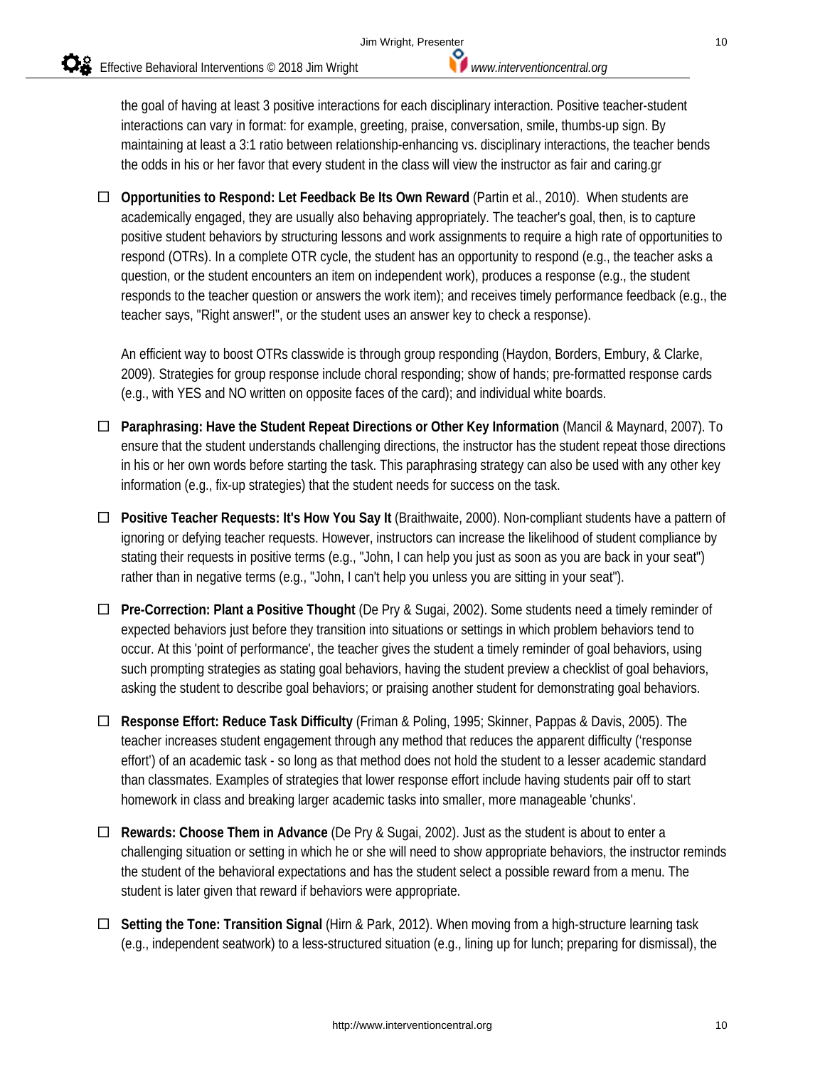the goal of having at least 3 positive interactions for each disciplinary interaction. Positive teacher-student interactions can vary in format: for example, greeting, praise, conversation, smile, thumbs-up sign. By maintaining at least a 3:1 ratio between relationship-enhancing vs. disciplinary interactions, the teacher bends the odds in his or her favor that every student in the class will view the instructor as fair and caring.gr

- ☐ **Opportunities to Respond: Let Feedback Be Its Own Reward** (Partin et al., 2010). When students are academically engaged, they are usually also behaving appropriately. The teacher's goal, then, is to capture positive student behaviors by structuring lessons and work assignments to require a high rate of opportunities to respond (OTRs). In a complete OTR cycle, the student has an opportunity to respond (e.g., the teacher asks a question, or the student encounters an item on independent work), produces a response (e.g., the student responds to the teacher question or answers the work item); and receives timely performance feedback (e.g., the teacher says, "Right answer!", or the student uses an answer key to check a response).

  An efficient way to boost OTRs classwide is through group responding (Haydon, Borders, Embury, & Clarke, 2009). Strategies for group response include choral responding; show of hands; pre-formatted response cards (e.g., with YES and NO written on opposite faces of the card); and individual white boards.

- ☐ **Paraphrasing: Have the Student Repeat Directions or Other Key Information** (Mancil & Maynard, 2007). To ensure that the student understands challenging directions, the instructor has the student repeat those directions in his or her own words before starting the task. This paraphrasing strategy can also be used with any other key information (e.g., fix-up strategies) that the student needs for success on the task.

- ☐ **Positive Teacher Requests: It's How You Say It** (Braithwaite, 2000). Non-compliant students have a pattern of ignoring or defying teacher requests. However, instructors can increase the likelihood of student compliance by stating their requests in positive terms (e.g., "John, I can help you just as soon as you are back in your seat") rather than in negative terms (e.g., "John, I can't help you unless you are sitting in your seat").

- ☐ **Pre-Correction: Plant a Positive Thought** (De Pry & Sugai, 2002). Some students need a timely reminder of expected behaviors just before they transition into situations or settings in which problem behaviors tend to occur. At this 'point of performance', the teacher gives the student a timely reminder of goal behaviors, using such prompting strategies as stating goal behaviors, having the student preview a checklist of goal behaviors, asking the student to describe goal behaviors; or praising another student for demonstrating goal behaviors.

- ☐ **Response Effort: Reduce Task Difficulty** (Friman & Poling, 1995; Skinner, Pappas & Davis, 2005). The teacher increases student engagement through any method that reduces the apparent difficulty ('response effort') of an academic task - so long as that method does not hold the student to a lesser academic standard than classmates. Examples of strategies that lower response effort include having students pair off to start homework in class and breaking larger academic tasks into smaller, more manageable 'chunks'.

- ☐ **Rewards: Choose Them in Advance** (De Pry & Sugai, 2002). Just as the student is about to enter a challenging situation or setting in which he or she will need to show appropriate behaviors, the instructor reminds the student of the behavioral expectations and has the student select a possible reward from a menu. The student is later given that reward if behaviors were appropriate.

- ☐ **Setting the Tone: Transition Signal** (Hirn & Park, 2012). When moving from a high-structure learning task (e.g., independent seatwork) to a less-structured situation (e.g., lining up for lunch; preparing for dismissal), the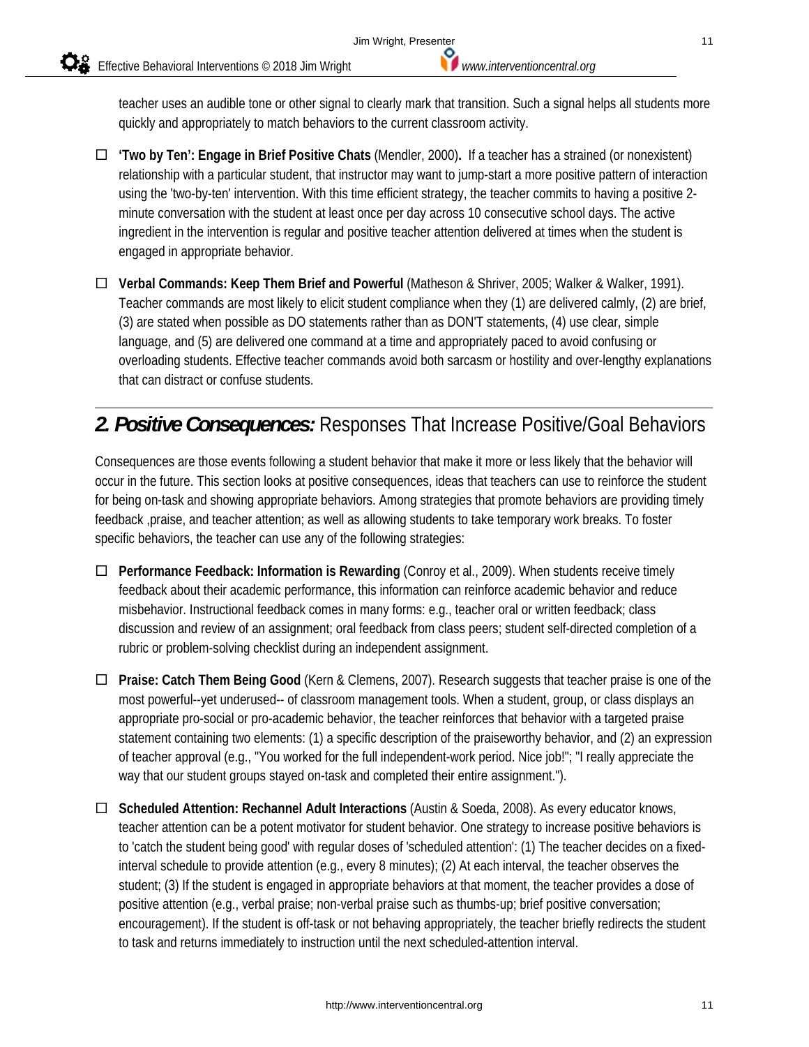teacher uses an audible tone or other signal to clearly mark that transition. Such a signal helps all students more quickly and appropriately to match behaviors to the current classroom activity.

- ☐ **'Two by Ten': Engage in Brief Positive Chats** (Mendler, 2000)**.** If a teacher has a strained (or nonexistent) relationship with a particular student, that instructor may want to jump-start a more positive pattern of interaction using the 'two-by-ten' intervention. With this time efficient strategy, the teacher commits to having a positive 2-minute conversation with the student at least once per day across 10 consecutive school days. The active ingredient in the intervention is regular and positive teacher attention delivered at times when the student is engaged in appropriate behavior.

- ☐ **Verbal Commands: Keep Them Brief and Powerful** (Matheson & Shriver, 2005; Walker & Walker, 1991). Teacher commands are most likely to elicit student compliance when they (1) are delivered calmly, (2) are brief, (3) are stated when possible as DO statements rather than as DON'T statements, (4) use clear, simple language, and (5) are delivered one command at a time and appropriately paced to avoid confusing or overloading students. Effective teacher commands avoid both sarcasm or hostility and over-lengthy explanations that can distract or confuse students.

## *2. Positive Consequences:* Responses That Increase Positive/Goal Behaviors

Consequences are those events following a student behavior that make it more or less likely that the behavior will occur in the future. This section looks at positive consequences, ideas that teachers can use to reinforce the student for being on-task and showing appropriate behaviors. Among strategies that promote behaviors are providing timely feedback ,praise, and teacher attention; as well as allowing students to take temporary work breaks. To foster specific behaviors, the teacher can use any of the following strategies:

- ☐ **Performance Feedback: Information is Rewarding** (Conroy et al., 2009). When students receive timely feedback about their academic performance, this information can reinforce academic behavior and reduce misbehavior. Instructional feedback comes in many forms: e.g., teacher oral or written feedback; class discussion and review of an assignment; oral feedback from class peers; student self-directed completion of a rubric or problem-solving checklist during an independent assignment.

- ☐ **Praise: Catch Them Being Good** (Kern & Clemens, 2007). Research suggests that teacher praise is one of the most powerful--yet underused-- of classroom management tools. When a student, group, or class displays an appropriate pro-social or pro-academic behavior, the teacher reinforces that behavior with a targeted praise statement containing two elements: (1) a specific description of the praiseworthy behavior, and (2) an expression of teacher approval (e.g., "You worked for the full independent-work period. Nice job!"; "I really appreciate the way that our student groups stayed on-task and completed their entire assignment.").

- ☐ **Scheduled Attention: Rechannel Adult Interactions** (Austin & Soeda, 2008). As every educator knows, teacher attention can be a potent motivator for student behavior. One strategy to increase positive behaviors is to 'catch the student being good' with regular doses of 'scheduled attention': (1) The teacher decides on a fixed-interval schedule to provide attention (e.g., every 8 minutes); (2) At each interval, the teacher observes the student; (3) If the student is engaged in appropriate behaviors at that moment, the teacher provides a dose of positive attention (e.g., verbal praise; non-verbal praise such as thumbs-up; brief positive conversation; encouragement). If the student is off-task or not behaving appropriately, the teacher briefly redirects the student to task and returns immediately to instruction until the next scheduled-attention interval.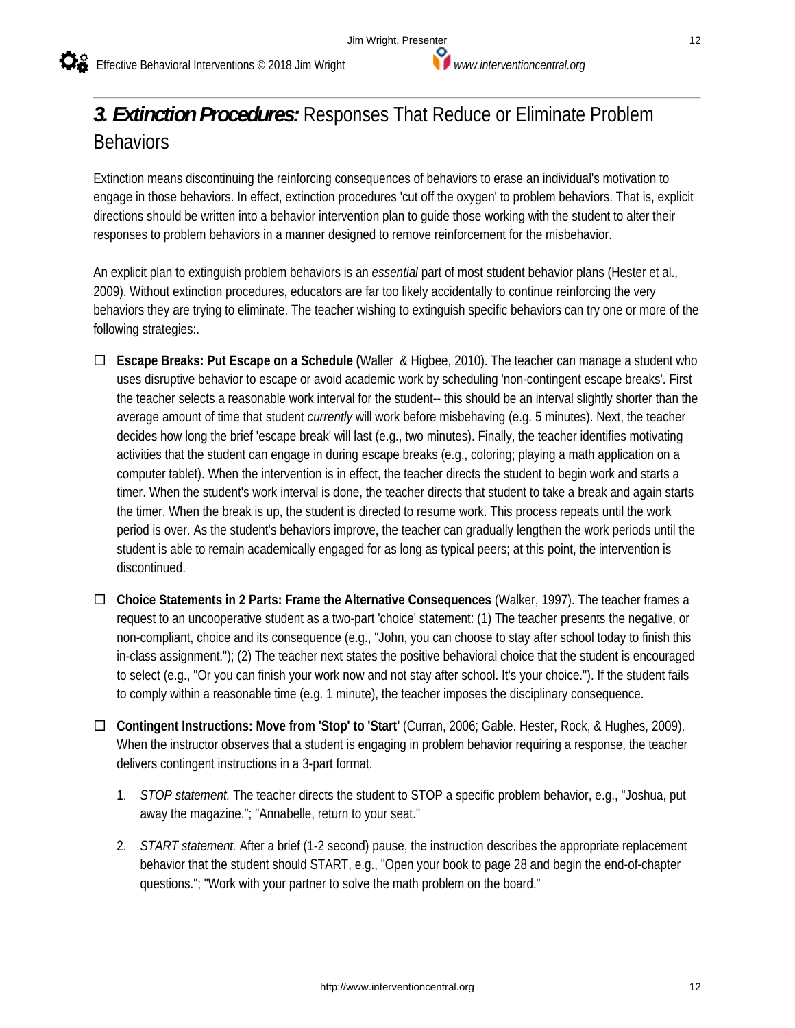## ***3. Extinction Procedures:*** Responses That Reduce or Eliminate Problem Behaviors

Extinction means discontinuing the reinforcing consequences of behaviors to erase an individual's motivation to engage in those behaviors. In effect, extinction procedures 'cut off the oxygen' to problem behaviors. That is, explicit directions should be written into a behavior intervention plan to guide those working with the student to alter their responses to problem behaviors in a manner designed to remove reinforcement for the misbehavior.

An explicit plan to extinguish problem behaviors is an *essential* part of most student behavior plans (Hester et al., 2009). Without extinction procedures, educators are far too likely accidentally to continue reinforcing the very behaviors they are trying to eliminate. The teacher wishing to extinguish specific behaviors can try one or more of the following strategies:.

- ☐ **Escape Breaks: Put Escape on a Schedule (**Waller & Higbee, 2010). The teacher can manage a student who uses disruptive behavior to escape or avoid academic work by scheduling 'non-contingent escape breaks'. First the teacher selects a reasonable work interval for the student-- this should be an interval slightly shorter than the average amount of time that student *currently* will work before misbehaving (e.g. 5 minutes). Next, the teacher decides how long the brief 'escape break' will last (e.g., two minutes). Finally, the teacher identifies motivating activities that the student can engage in during escape breaks (e.g., coloring; playing a math application on a computer tablet). When the intervention is in effect, the teacher directs the student to begin work and starts a timer. When the student's work interval is done, the teacher directs that student to take a break and again starts the timer. When the break is up, the student is directed to resume work. This process repeats until the work period is over. As the student's behaviors improve, the teacher can gradually lengthen the work periods until the student is able to remain academically engaged for as long as typical peers; at this point, the intervention is discontinued.

- ☐ **Choice Statements in 2 Parts: Frame the Alternative Consequences** (Walker, 1997). The teacher frames a request to an uncooperative student as a two-part 'choice' statement: (1) The teacher presents the negative, or non-compliant, choice and its consequence (e.g., "John, you can choose to stay after school today to finish this in-class assignment."); (2) The teacher next states the positive behavioral choice that the student is encouraged to select (e.g., "Or you can finish your work now and not stay after school. It's your choice."). If the student fails to comply within a reasonable time (e.g. 1 minute), the teacher imposes the disciplinary consequence.

- ☐ **Contingent Instructions: Move from 'Stop' to 'Start'** (Curran, 2006; Gable. Hester, Rock, & Hughes, 2009). When the instructor observes that a student is engaging in problem behavior requiring a response, the teacher delivers contingent instructions in a 3-part format.

  1. *STOP statement.* The teacher directs the student to STOP a specific problem behavior, e.g., "Joshua, put away the magazine."; "Annabelle, return to your seat."
  2. *START statement.* After a brief (1-2 second) pause, the instruction describes the appropriate replacement behavior that the student should START, e.g., "Open your book to page 28 and begin the end-of-chapter questions."; "Work with your partner to solve the math problem on the board."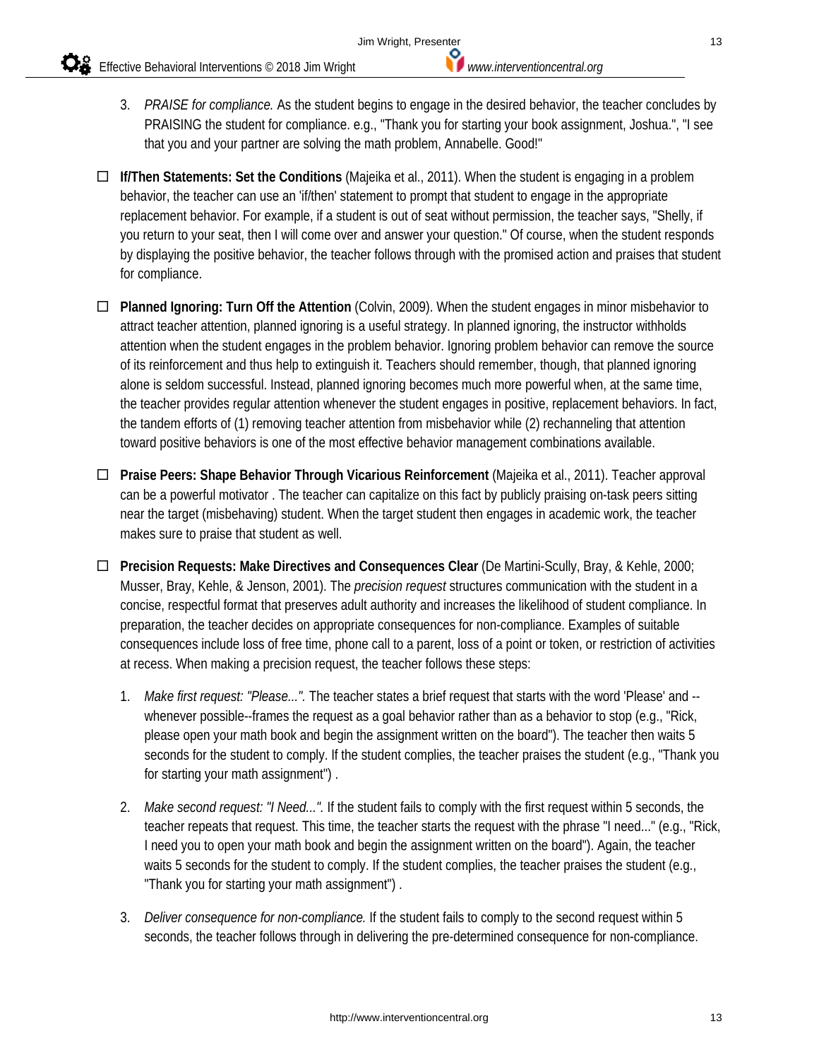3. *PRAISE for compliance.* As the student begins to engage in the desired behavior, the teacher concludes by PRAISING the student for compliance. e.g., "Thank you for starting your book assignment, Joshua.", "I see that you and your partner are solving the math problem, Annabelle. Good!"

- ☐ **If/Then Statements: Set the Conditions** (Majeika et al., 2011). When the student is engaging in a problem behavior, the teacher can use an 'if/then' statement to prompt that student to engage in the appropriate replacement behavior. For example, if a student is out of seat without permission, the teacher says, "Shelly, if you return to your seat, then I will come over and answer your question." Of course, when the student responds by displaying the positive behavior, the teacher follows through with the promised action and praises that student for compliance.

- ☐ **Planned Ignoring: Turn Off the Attention** (Colvin, 2009). When the student engages in minor misbehavior to attract teacher attention, planned ignoring is a useful strategy. In planned ignoring, the instructor withholds attention when the student engages in the problem behavior. Ignoring problem behavior can remove the source of its reinforcement and thus help to extinguish it. Teachers should remember, though, that planned ignoring alone is seldom successful. Instead, planned ignoring becomes much more powerful when, at the same time, the teacher provides regular attention whenever the student engages in positive, replacement behaviors. In fact, the tandem efforts of (1) removing teacher attention from misbehavior while (2) rechanneling that attention toward positive behaviors is one of the most effective behavior management combinations available.

- ☐ **Praise Peers: Shape Behavior Through Vicarious Reinforcement** (Majeika et al., 2011). Teacher approval can be a powerful motivator . The teacher can capitalize on this fact by publicly praising on-task peers sitting near the target (misbehaving) student. When the target student then engages in academic work, the teacher makes sure to praise that student as well.

- ☐ **Precision Requests: Make Directives and Consequences Clear** (De Martini-Scully, Bray, & Kehle, 2000; Musser, Bray, Kehle, & Jenson, 2001). The *precision request* structures communication with the student in a concise, respectful format that preserves adult authority and increases the likelihood of student compliance. In preparation, the teacher decides on appropriate consequences for non-compliance. Examples of suitable consequences include loss of free time, phone call to a parent, loss of a point or token, or restriction of activities at recess. When making a precision request, the teacher follows these steps:

  1. *Make first request: "Please...".* The teacher states a brief request that starts with the word 'Please' and --whenever possible--frames the request as a goal behavior rather than as a behavior to stop (e.g., "Rick, please open your math book and begin the assignment written on the board"). The teacher then waits 5 seconds for the student to comply. If the student complies, the teacher praises the student (e.g., "Thank you for starting your math assignment") .

  2. *Make second request: "I Need...".* If the student fails to comply with the first request within 5 seconds, the teacher repeats that request. This time, the teacher starts the request with the phrase "I need..." (e.g., "Rick, I need you to open your math book and begin the assignment written on the board"). Again, the teacher waits 5 seconds for the student to comply. If the student complies, the teacher praises the student (e.g., "Thank you for starting your math assignment") .

  3. *Deliver consequence for non-compliance.* If the student fails to comply to the second request within 5 seconds, the teacher follows through in delivering the pre-determined consequence for non-compliance.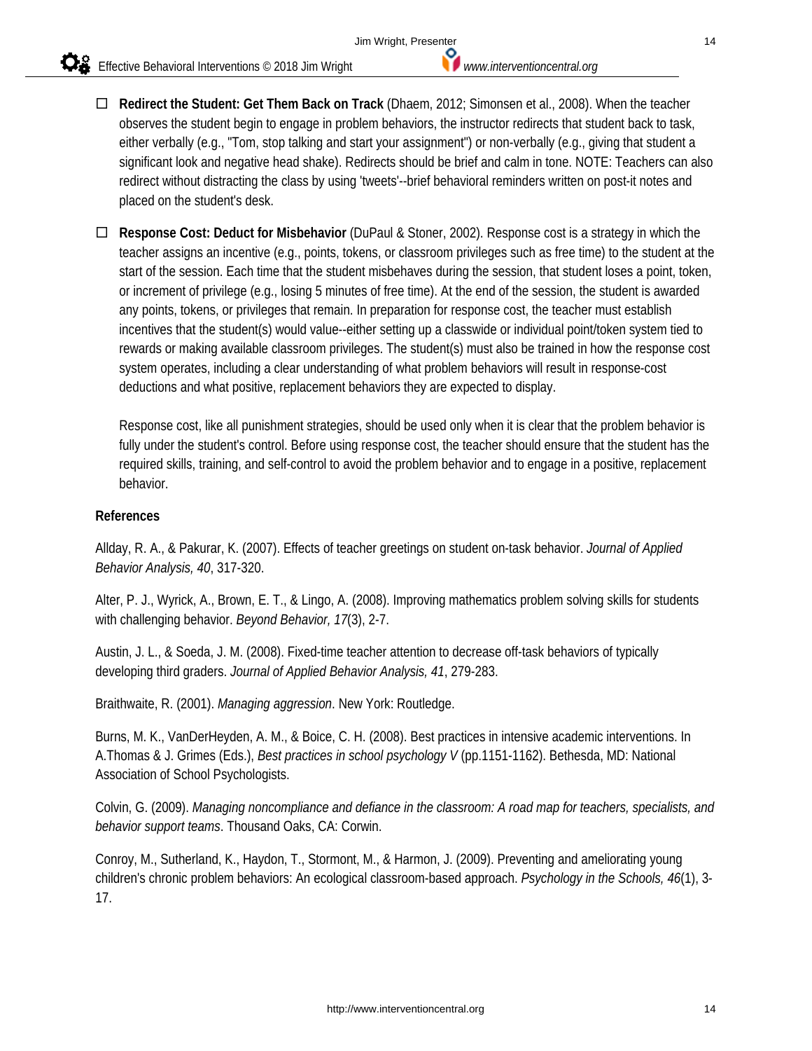- ☐ **Redirect the Student: Get Them Back on Track** (Dhaem, 2012; Simonsen et al., 2008). When the teacher observes the student begin to engage in problem behaviors, the instructor redirects that student back to task, either verbally (e.g., "Tom, stop talking and start your assignment") or non-verbally (e.g., giving that student a significant look and negative head shake). Redirects should be brief and calm in tone. NOTE: Teachers can also redirect without distracting the class by using 'tweets'--brief behavioral reminders written on post-it notes and placed on the student's desk.

- ☐ **Response Cost: Deduct for Misbehavior** (DuPaul & Stoner, 2002). Response cost is a strategy in which the teacher assigns an incentive (e.g., points, tokens, or classroom privileges such as free time) to the student at the start of the session. Each time that the student misbehaves during the session, that student loses a point, token, or increment of privilege (e.g., losing 5 minutes of free time). At the end of the session, the student is awarded any points, tokens, or privileges that remain. In preparation for response cost, the teacher must establish incentives that the student(s) would value--either setting up a classwide or individual point/token system tied to rewards or making available classroom privileges. The student(s) must also be trained in how the response cost system operates, including a clear understanding of what problem behaviors will result in response-cost deductions and what positive, replacement behaviors they are expected to display.

  Response cost, like all punishment strategies, should be used only when it is clear that the problem behavior is fully under the student's control. Before using response cost, the teacher should ensure that the student has the required skills, training, and self-control to avoid the problem behavior and to engage in a positive, replacement behavior.

**References**

Allday, R. A., & Pakurar, K. (2007). Effects of teacher greetings on student on-task behavior. *Journal of Applied Behavior Analysis, 40*, 317-320.

Alter, P. J., Wyrick, A., Brown, E. T., & Lingo, A. (2008). Improving mathematics problem solving skills for students with challenging behavior. *Beyond Behavior, 17*(3), 2-7.

Austin, J. L., & Soeda, J. M. (2008). Fixed-time teacher attention to decrease off-task behaviors of typically developing third graders. *Journal of Applied Behavior Analysis, 41*, 279-283.

Braithwaite, R. (2001). *Managing aggression*. New York: Routledge.

Burns, M. K., VanDerHeyden, A. M., & Boice, C. H. (2008). Best practices in intensive academic interventions. In A.Thomas & J. Grimes (Eds.), *Best practices in school psychology V* (pp.1151-1162). Bethesda, MD: National Association of School Psychologists.

Colvin, G. (2009). *Managing noncompliance and defiance in the classroom: A road map for teachers, specialists, and behavior support teams*. Thousand Oaks, CA: Corwin.

Conroy, M., Sutherland, K., Haydon, T., Stormont, M., & Harmon, J. (2009). Preventing and ameliorating young children's chronic problem behaviors: An ecological classroom-based approach. *Psychology in the Schools, 46*(1), 3-17.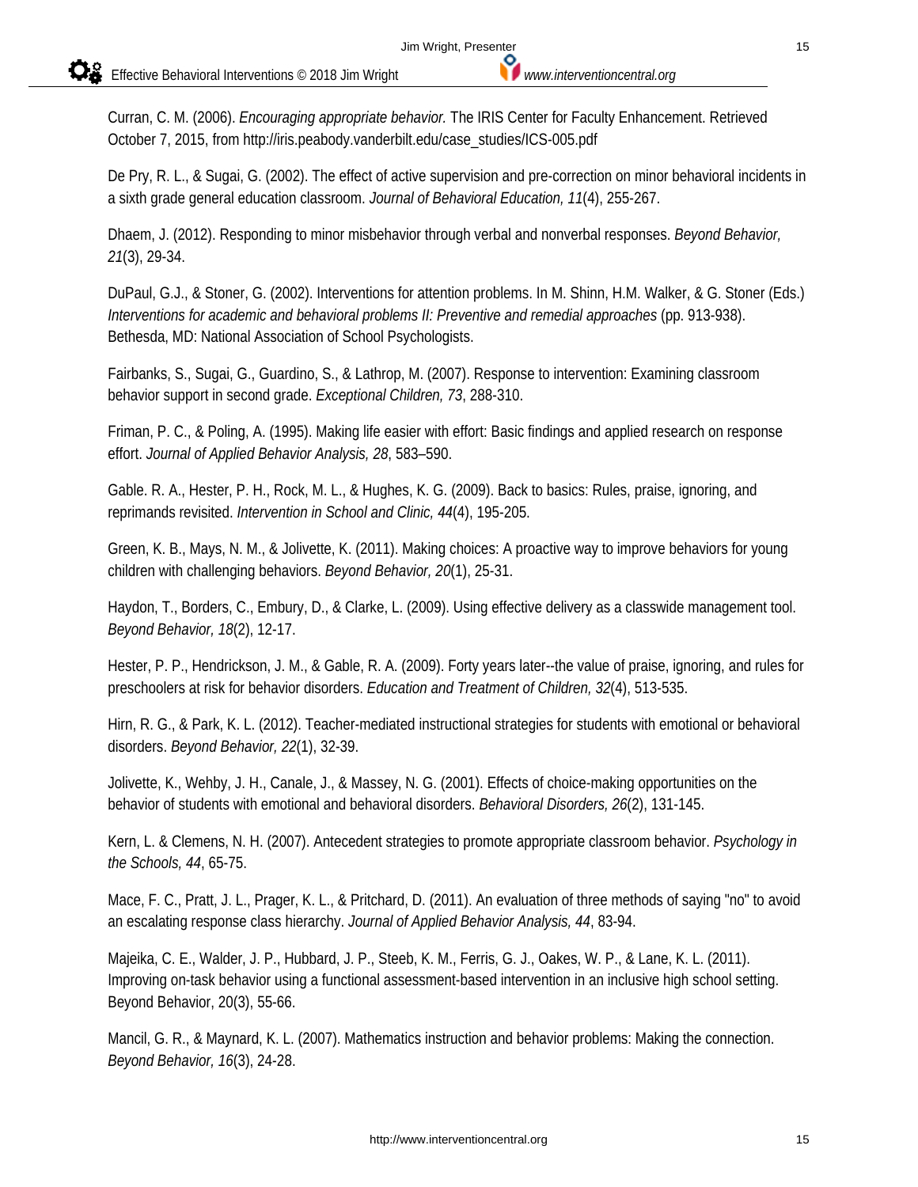Curran, C. M. (2006). *Encouraging appropriate behavior.* The IRIS Center for Faculty Enhancement. Retrieved October 7, 2015, from http://iris.peabody.vanderbilt.edu/case_studies/ICS-005.pdf

De Pry, R. L., & Sugai, G. (2002). The effect of active supervision and pre-correction on minor behavioral incidents in a sixth grade general education classroom. *Journal of Behavioral Education, 11*(4), 255-267.

Dhaem, J. (2012). Responding to minor misbehavior through verbal and nonverbal responses. *Beyond Behavior, 21*(3), 29-34.

DuPaul, G.J., & Stoner, G. (2002). Interventions for attention problems. In M. Shinn, H.M. Walker, & G. Stoner (Eds.) *Interventions for academic and behavioral problems II: Preventive and remedial approaches* (pp. 913-938). Bethesda, MD: National Association of School Psychologists.

Fairbanks, S., Sugai, G., Guardino, S., & Lathrop, M. (2007). Response to intervention: Examining classroom behavior support in second grade. *Exceptional Children, 73*, 288-310.

Friman, P. C., & Poling, A. (1995). Making life easier with effort: Basic findings and applied research on response effort. *Journal of Applied Behavior Analysis, 28*, 583–590.

Gable. R. A., Hester, P. H., Rock, M. L., & Hughes, K. G. (2009). Back to basics: Rules, praise, ignoring, and reprimands revisited. *Intervention in School and Clinic, 44*(4), 195-205.

Green, K. B., Mays, N. M., & Jolivette, K. (2011). Making choices: A proactive way to improve behaviors for young children with challenging behaviors. *Beyond Behavior, 20*(1), 25-31.

Haydon, T., Borders, C., Embury, D., & Clarke, L. (2009). Using effective delivery as a classwide management tool. *Beyond Behavior, 18*(2), 12-17.

Hester, P. P., Hendrickson, J. M., & Gable, R. A. (2009). Forty years later--the value of praise, ignoring, and rules for preschoolers at risk for behavior disorders. *Education and Treatment of Children, 32*(4), 513-535.

Hirn, R. G., & Park, K. L. (2012). Teacher-mediated instructional strategies for students with emotional or behavioral disorders. *Beyond Behavior, 22*(1), 32-39.

Jolivette, K., Wehby, J. H., Canale, J., & Massey, N. G. (2001). Effects of choice-making opportunities on the behavior of students with emotional and behavioral disorders. *Behavioral Disorders, 26*(2), 131-145.

Kern, L. & Clemens, N. H. (2007). Antecedent strategies to promote appropriate classroom behavior. *Psychology in the Schools, 44*, 65-75.

Mace, F. C., Pratt, J. L., Prager, K. L., & Pritchard, D. (2011). An evaluation of three methods of saying "no" to avoid an escalating response class hierarchy. *Journal of Applied Behavior Analysis, 44*, 83-94.

Majeika, C. E., Walder, J. P., Hubbard, J. P., Steeb, K. M., Ferris, G. J., Oakes, W. P., & Lane, K. L. (2011). Improving on-task behavior using a functional assessment-based intervention in an inclusive high school setting. Beyond Behavior, 20(3), 55-66.

Mancil, G. R., & Maynard, K. L. (2007). Mathematics instruction and behavior problems: Making the connection. *Beyond Behavior, 16*(3), 24-28.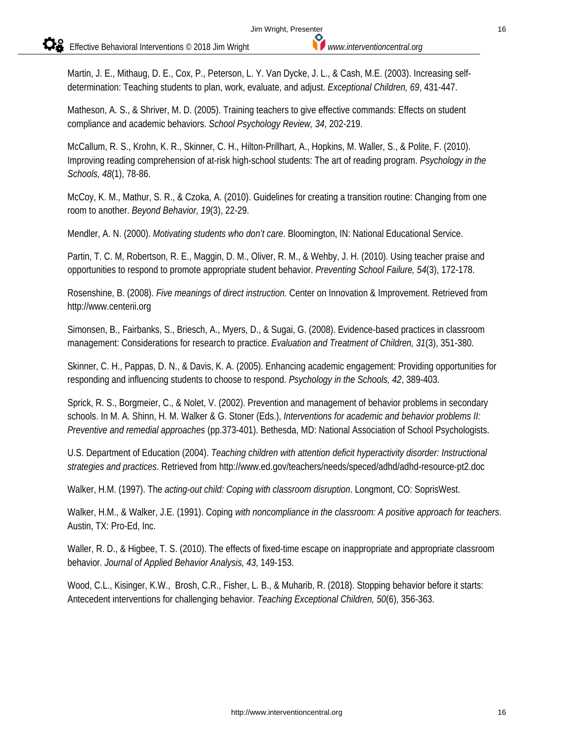Martin, J. E., Mithaug, D. E., Cox, P., Peterson, L. Y. Van Dycke, J. L., & Cash, M.E. (2003). Increasing self-determination: Teaching students to plan, work, evaluate, and adjust. *Exceptional Children, 69*, 431-447.

Matheson, A. S., & Shriver, M. D. (2005). Training teachers to give effective commands: Effects on student compliance and academic behaviors. *School Psychology Review, 34*, 202-219.

McCallum, R. S., Krohn, K. R., Skinner, C. H., Hilton-Prillhart, A., Hopkins, M. Waller, S., & Polite, F. (2010). Improving reading comprehension of at-risk high-school students: The art of reading program. *Psychology in the Schools, 48*(1), 78-86.

McCoy, K. M., Mathur, S. R., & Czoka, A. (2010). Guidelines for creating a transition routine: Changing from one room to another. *Beyond Behavior, 19*(3), 22-29.

Mendler, A. N. (2000). *Motivating students who don't care*. Bloomington, IN: National Educational Service.

Partin, T. C. M, Robertson, R. E., Maggin, D. M., Oliver, R. M., & Wehby, J. H. (2010). Using teacher praise and opportunities to respond to promote appropriate student behavior. *Preventing School Failure, 54*(3), 172-178.

Rosenshine, B. (2008). *Five meanings of direct instruction.* Center on Innovation & Improvement. Retrieved from http://www.centerii.org

Simonsen, B., Fairbanks, S., Briesch, A., Myers, D., & Sugai, G. (2008). Evidence-based practices in classroom management: Considerations for research to practice. *Evaluation and Treatment of Children, 31*(3), 351-380.

Skinner, C. H., Pappas, D. N., & Davis, K. A. (2005). Enhancing academic engagement: Providing opportunities for responding and influencing students to choose to respond. *Psychology in the Schools, 42*, 389-403.

Sprick, R. S., Borgmeier, C., & Nolet, V. (2002). Prevention and management of behavior problems in secondary schools. In M. A. Shinn, H. M. Walker & G. Stoner (Eds.), *Interventions for academic and behavior problems II: Preventive and remedial approaches* (pp.373-401). Bethesda, MD: National Association of School Psychologists.

U.S. Department of Education (2004). *Teaching children with attention deficit hyperactivity disorder: Instructional strategies and practices*. Retrieved from http://www.ed.gov/teachers/needs/speced/adhd/adhd-resource-pt2.doc

Walker, H.M. (1997). The *acting-out child: Coping with classroom disruption*. Longmont, CO: SoprisWest.

Walker, H.M., & Walker, J.E. (1991). Coping *with noncompliance in the classroom: A positive approach for teachers*. Austin, TX: Pro-Ed, Inc.

Waller, R. D., & Higbee, T. S. (2010). The effects of fixed-time escape on inappropriate and appropriate classroom behavior. *Journal of Applied Behavior Analysis, 43*, 149-153.

Wood, C.L., Kisinger, K.W., Brosh, C.R., Fisher, L. B., & Muharib, R. (2018). Stopping behavior before it starts: Antecedent interventions for challenging behavior. *Teaching Exceptional Children, 50*(6), 356-363.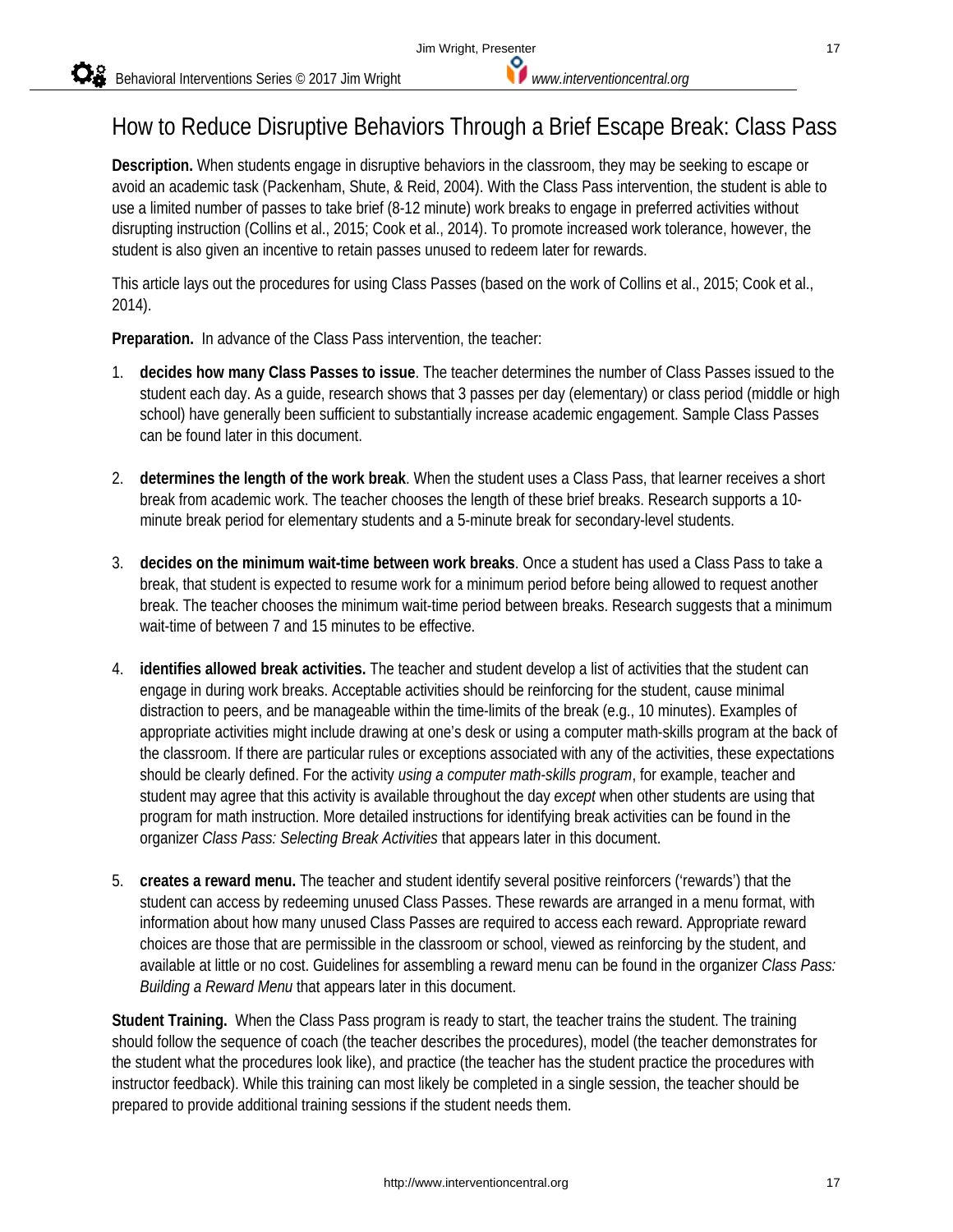# How to Reduce Disruptive Behaviors Through a Brief Escape Break: Class Pass

**Description.** When students engage in disruptive behaviors in the classroom, they may be seeking to escape or avoid an academic task (Packenham, Shute, & Reid, 2004). With the Class Pass intervention, the student is able to use a limited number of passes to take brief (8-12 minute) work breaks to engage in preferred activities without disrupting instruction (Collins et al., 2015; Cook et al., 2014). To promote increased work tolerance, however, the student is also given an incentive to retain passes unused to redeem later for rewards.

This article lays out the procedures for using Class Passes (based on the work of Collins et al., 2015; Cook et al., 2014).

**Preparation.** In advance of the Class Pass intervention, the teacher:

1. **decides how many Class Passes to issue**. The teacher determines the number of Class Passes issued to the student each day. As a guide, research shows that 3 passes per day (elementary) or class period (middle or high school) have generally been sufficient to substantially increase academic engagement. Sample Class Passes can be found later in this document.

2. **determines the length of the work break**. When the student uses a Class Pass, that learner receives a short break from academic work. The teacher chooses the length of these brief breaks. Research supports a 10-minute break period for elementary students and a 5-minute break for secondary-level students.

3. **decides on the minimum wait-time between work breaks**. Once a student has used a Class Pass to take a break, that student is expected to resume work for a minimum period before being allowed to request another break. The teacher chooses the minimum wait-time period between breaks. Research suggests that a minimum wait-time of between 7 and 15 minutes to be effective.

4. **identifies allowed break activities.** The teacher and student develop a list of activities that the student can engage in during work breaks. Acceptable activities should be reinforcing for the student, cause minimal distraction to peers, and be manageable within the time-limits of the break (e.g., 10 minutes). Examples of appropriate activities might include drawing at one's desk or using a computer math-skills program at the back of the classroom. If there are particular rules or exceptions associated with any of the activities, these expectations should be clearly defined. For the activity *using a computer math-skills program*, for example, teacher and student may agree that this activity is available throughout the day *except* when other students are using that program for math instruction. More detailed instructions for identifying break activities can be found in the organizer *Class Pass: Selecting Break Activities* that appears later in this document.

5. **creates a reward menu.** The teacher and student identify several positive reinforcers ('rewards') that the student can access by redeeming unused Class Passes. These rewards are arranged in a menu format, with information about how many unused Class Passes are required to access each reward. Appropriate reward choices are those that are permissible in the classroom or school, viewed as reinforcing by the student, and available at little or no cost. Guidelines for assembling a reward menu can be found in the organizer *Class Pass: Building a Reward Menu* that appears later in this document.

**Student Training.** When the Class Pass program is ready to start, the teacher trains the student. The training should follow the sequence of coach (the teacher describes the procedures), model (the teacher demonstrates for the student what the procedures look like), and practice (the teacher has the student practice the procedures with instructor feedback). While this training can most likely be completed in a single session, the teacher should be prepared to provide additional training sessions if the student needs them.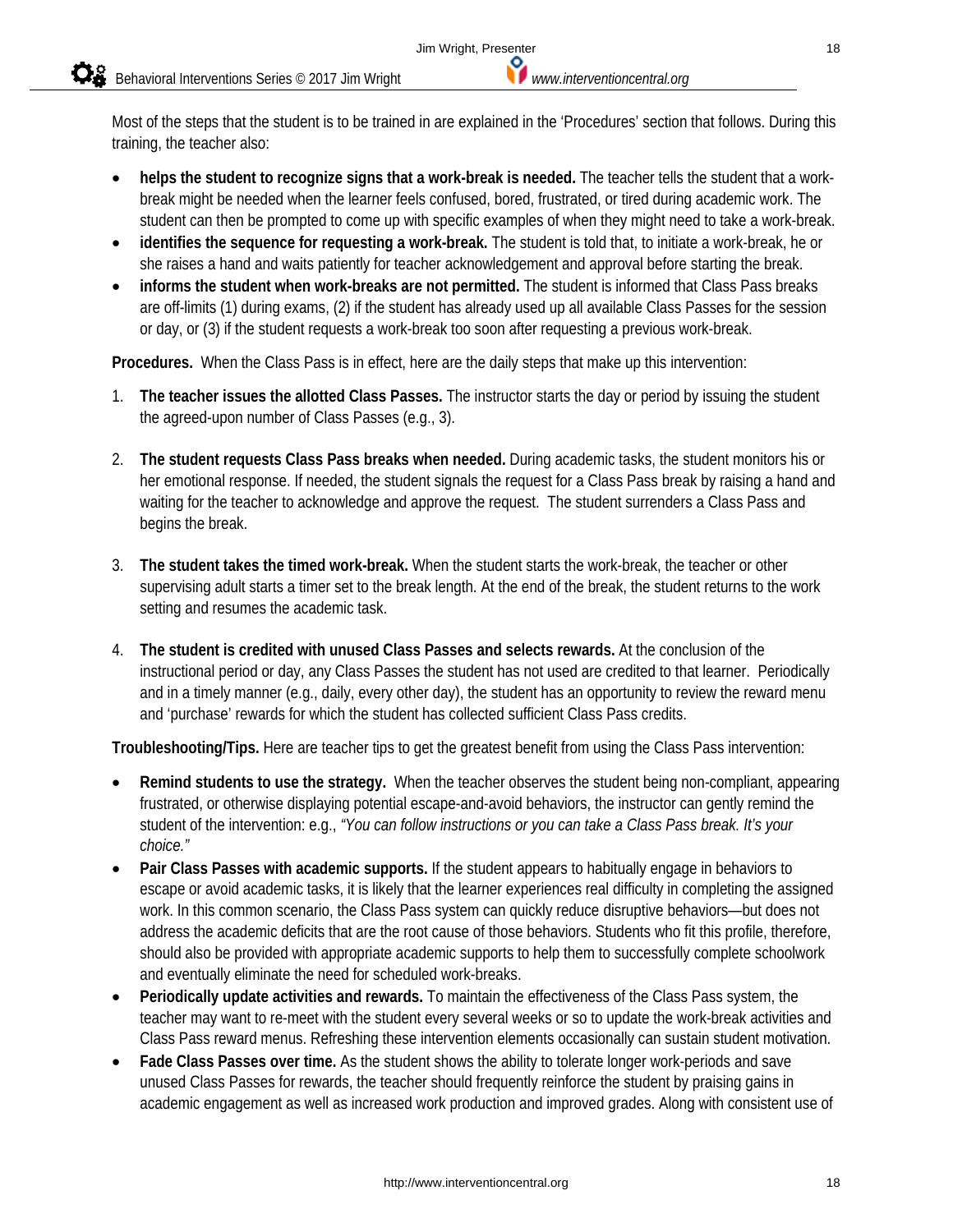Most of the steps that the student is to be trained in are explained in the 'Procedures' section that follows. During this training, the teacher also:

- **helps the student to recognize signs that a work-break is needed.** The teacher tells the student that a work-break might be needed when the learner feels confused, bored, frustrated, or tired during academic work. The student can then be prompted to come up with specific examples of when they might need to take a work-break.
- **identifies the sequence for requesting a work-break.** The student is told that, to initiate a work-break, he or she raises a hand and waits patiently for teacher acknowledgement and approval before starting the break.
- **informs the student when work-breaks are not permitted.** The student is informed that Class Pass breaks are off-limits (1) during exams, (2) if the student has already used up all available Class Passes for the session or day, or (3) if the student requests a work-break too soon after requesting a previous work-break.

**Procedures.** When the Class Pass is in effect, here are the daily steps that make up this intervention:

1. **The teacher issues the allotted Class Passes.** The instructor starts the day or period by issuing the student the agreed-upon number of Class Passes (e.g., 3).

2. **The student requests Class Pass breaks when needed.** During academic tasks, the student monitors his or her emotional response. If needed, the student signals the request for a Class Pass break by raising a hand and waiting for the teacher to acknowledge and approve the request. The student surrenders a Class Pass and begins the break.

3. **The student takes the timed work-break.** When the student starts the work-break, the teacher or other supervising adult starts a timer set to the break length. At the end of the break, the student returns to the work setting and resumes the academic task.

4. **The student is credited with unused Class Passes and selects rewards.** At the conclusion of the instructional period or day, any Class Passes the student has not used are credited to that learner. Periodically and in a timely manner (e.g., daily, every other day), the student has an opportunity to review the reward menu and 'purchase' rewards for which the student has collected sufficient Class Pass credits.

**Troubleshooting/Tips.** Here are teacher tips to get the greatest benefit from using the Class Pass intervention:

- **Remind students to use the strategy.** When the teacher observes the student being non-compliant, appearing frustrated, or otherwise displaying potential escape-and-avoid behaviors, the instructor can gently remind the student of the intervention: e.g., *"You can follow instructions or you can take a Class Pass break. It's your choice."*
- **Pair Class Passes with academic supports.** If the student appears to habitually engage in behaviors to escape or avoid academic tasks, it is likely that the learner experiences real difficulty in completing the assigned work. In this common scenario, the Class Pass system can quickly reduce disruptive behaviors—but does not address the academic deficits that are the root cause of those behaviors. Students who fit this profile, therefore, should also be provided with appropriate academic supports to help them to successfully complete schoolwork and eventually eliminate the need for scheduled work-breaks.
- **Periodically update activities and rewards.** To maintain the effectiveness of the Class Pass system, the teacher may want to re-meet with the student every several weeks or so to update the work-break activities and Class Pass reward menus. Refreshing these intervention elements occasionally can sustain student motivation.
- **Fade Class Passes over time.** As the student shows the ability to tolerate longer work-periods and save unused Class Passes for rewards, the teacher should frequently reinforce the student by praising gains in academic engagement as well as increased work production and improved grades. Along with consistent use of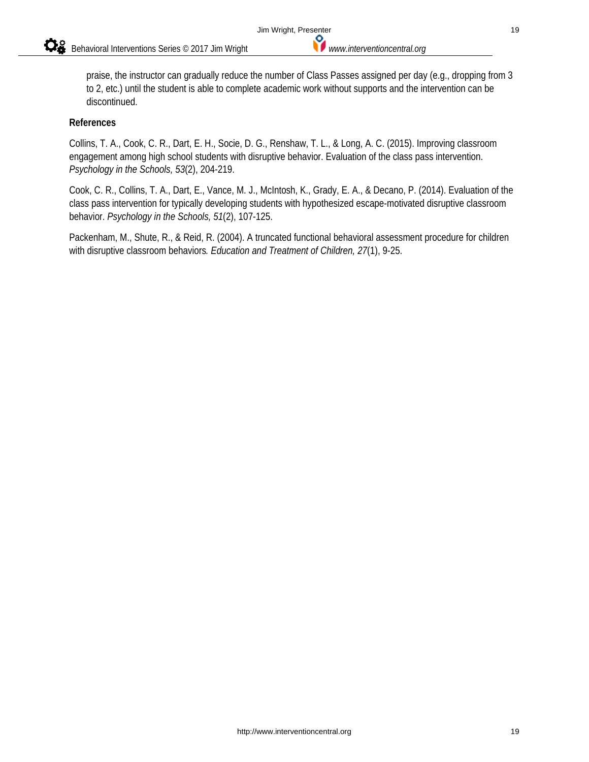praise, the instructor can gradually reduce the number of Class Passes assigned per day (e.g., dropping from 3 to 2, etc.) until the student is able to complete academic work without supports and the intervention can be discontinued.

**References**

Collins, T. A., Cook, C. R., Dart, E. H., Socie, D. G., Renshaw, T. L., & Long, A. C. (2015). Improving classroom engagement among high school students with disruptive behavior. Evaluation of the class pass intervention. *Psychology in the Schools, 53*(2), 204-219.

Cook, C. R., Collins, T. A., Dart, E., Vance, M. J., McIntosh, K., Grady, E. A., & Decano, P. (2014). Evaluation of the class pass intervention for typically developing students with hypothesized escape-motivated disruptive classroom behavior. *Psychology in the Schools, 51*(2), 107-125.

Packenham, M., Shute, R., & Reid, R. (2004). A truncated functional behavioral assessment procedure for children with disruptive classroom behaviors*. Education and Treatment of Children, 27*(1), 9-25.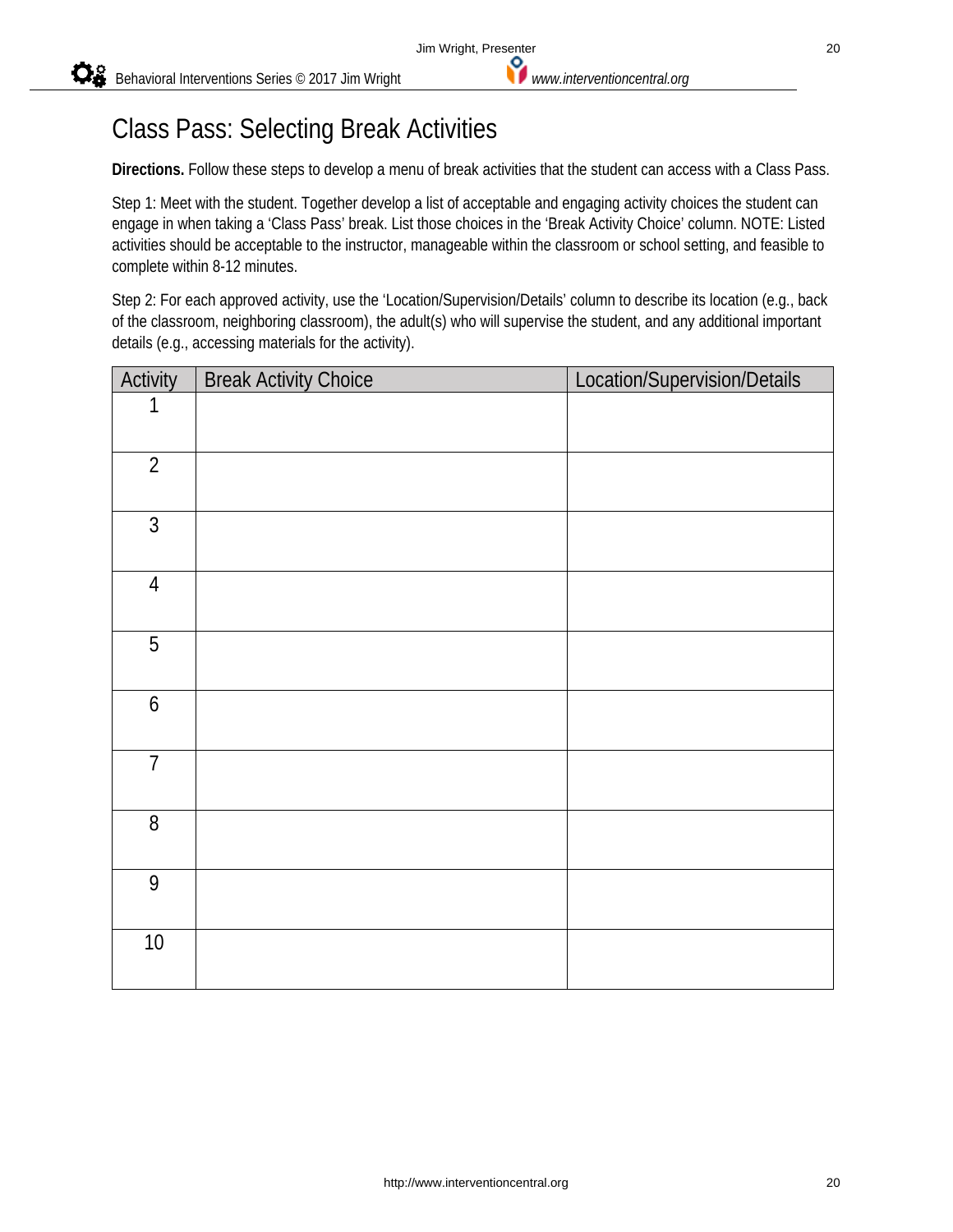# Class Pass: Selecting Break Activities

**Directions.** Follow these steps to develop a menu of break activities that the student can access with a Class Pass.

Step 1: Meet with the student. Together develop a list of acceptable and engaging activity choices the student can engage in when taking a 'Class Pass' break. List those choices in the 'Break Activity Choice' column. NOTE: Listed activities should be acceptable to the instructor, manageable within the classroom or school setting, and feasible to complete within 8-12 minutes.

Step 2: For each approved activity, use the 'Location/Supervision/Details' column to describe its location (e.g., back of the classroom, neighboring classroom), the adult(s) who will supervise the student, and any additional important details (e.g., accessing materials for the activity).

| Activity | Break Activity Choice | Location/Supervision/Details |
| --- | --- | --- |
| 1 | | |
| 2 | | |
| 3 | | |
| 4 | | |
| 5 | | |
| 6 | | |
| 7 | | |
| 8 | | |
| 9 | | |
| 10 | | |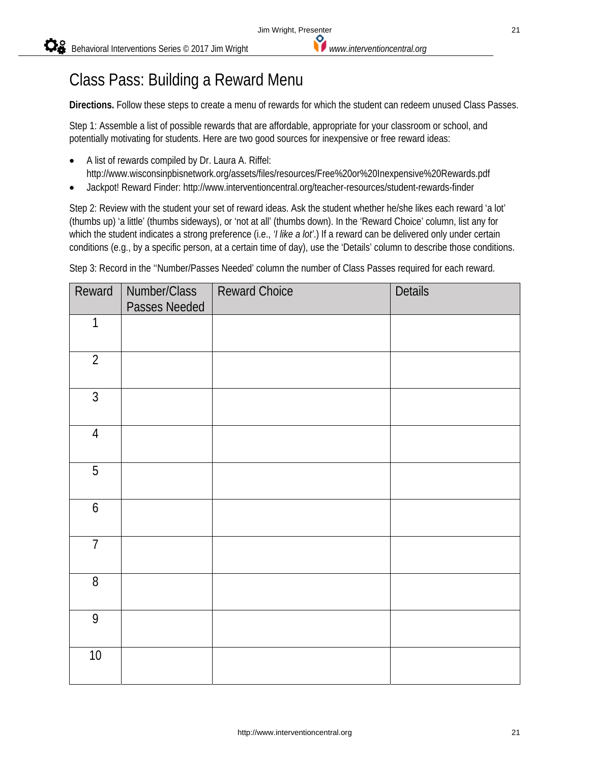# Class Pass: Building a Reward Menu

**Directions.** Follow these steps to create a menu of rewards for which the student can redeem unused Class Passes.

Step 1: Assemble a list of possible rewards that are affordable, appropriate for your classroom or school, and potentially motivating for students. Here are two good sources for inexpensive or free reward ideas:

- A list of rewards compiled by Dr. Laura A. Riffel: http://www.wisconsinpbisnetwork.org/assets/files/resources/Free%20or%20Inexpensive%20Rewards.pdf
- Jackpot! Reward Finder: http://www.interventioncentral.org/teacher-resources/student-rewards-finder

Step 2: Review with the student your set of reward ideas. Ask the student whether he/she likes each reward 'a lot' (thumbs up) 'a little' (thumbs sideways), or 'not at all' (thumbs down). In the 'Reward Choice' column, list any for which the student indicates a strong preference (i.e., *'I like a lot'*.) If a reward can be delivered only under certain conditions (e.g., by a specific person, at a certain time of day), use the 'Details' column to describe those conditions.

Step 3: Record in the ''Number/Passes Needed' column the number of Class Passes required for each reward.

| Reward | Number/Class Passes Needed | Reward Choice | Details |
|---|---|---|---|
| 1 | | | |
| 2 | | | |
| 3 | | | |
| 4 | | | |
| 5 | | | |
| 6 | | | |
| 7 | | | |
| 8 | | | |
| 9 | | | |
| 10 | | | |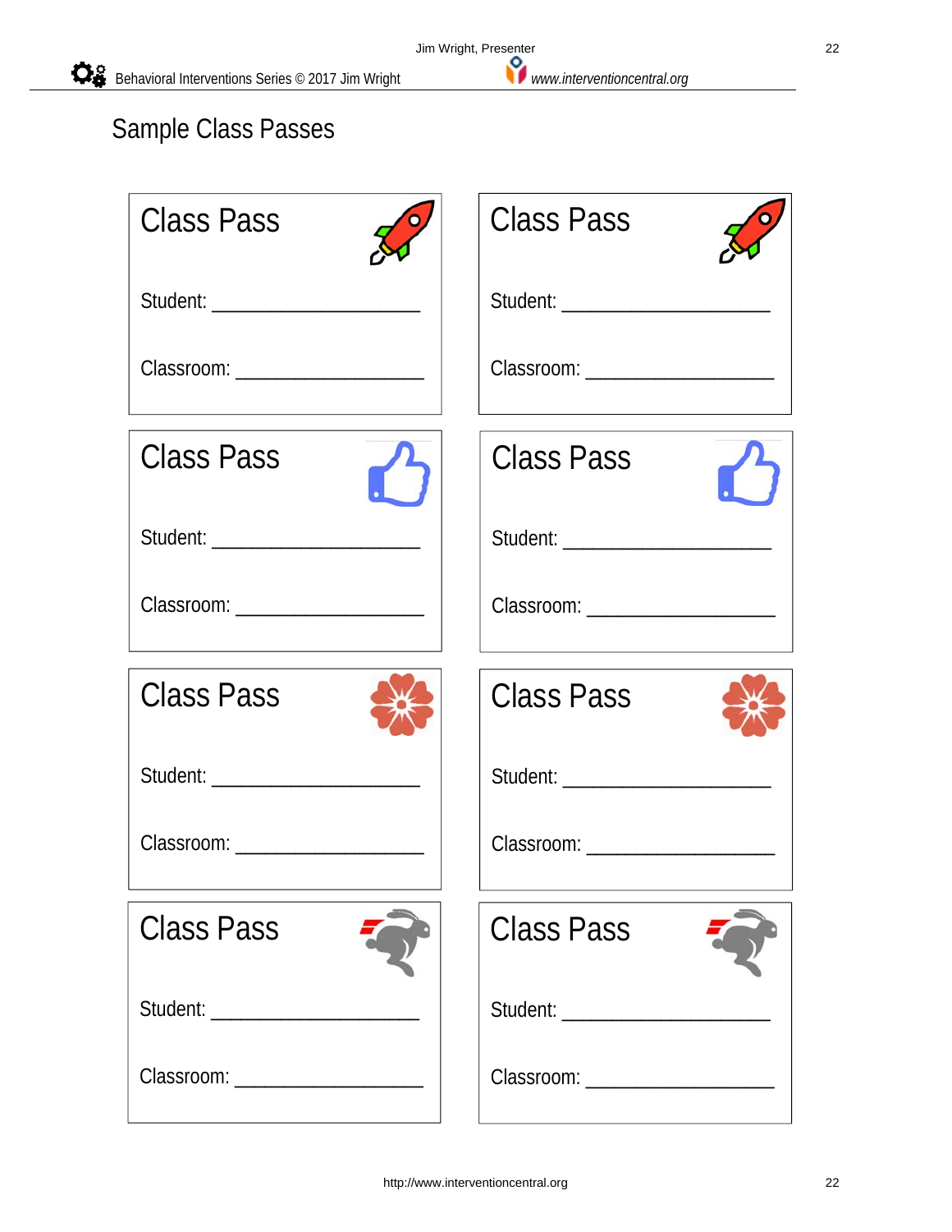## Sample Class Passes

Class Pass

Student: ____________________

Classroom: __________________

Class Pass

Student: ____________________

Classroom: __________________

Class Pass

Student: ____________________

Classroom: __________________

Class Pass

Student: ____________________

Classroom: __________________

Class Pass

Student: ____________________

Classroom: __________________

Class Pass

Student: ____________________

Classroom: __________________

Class Pass

Student: ____________________

Classroom: __________________

Class Pass

Student: ____________________

Classroom: __________________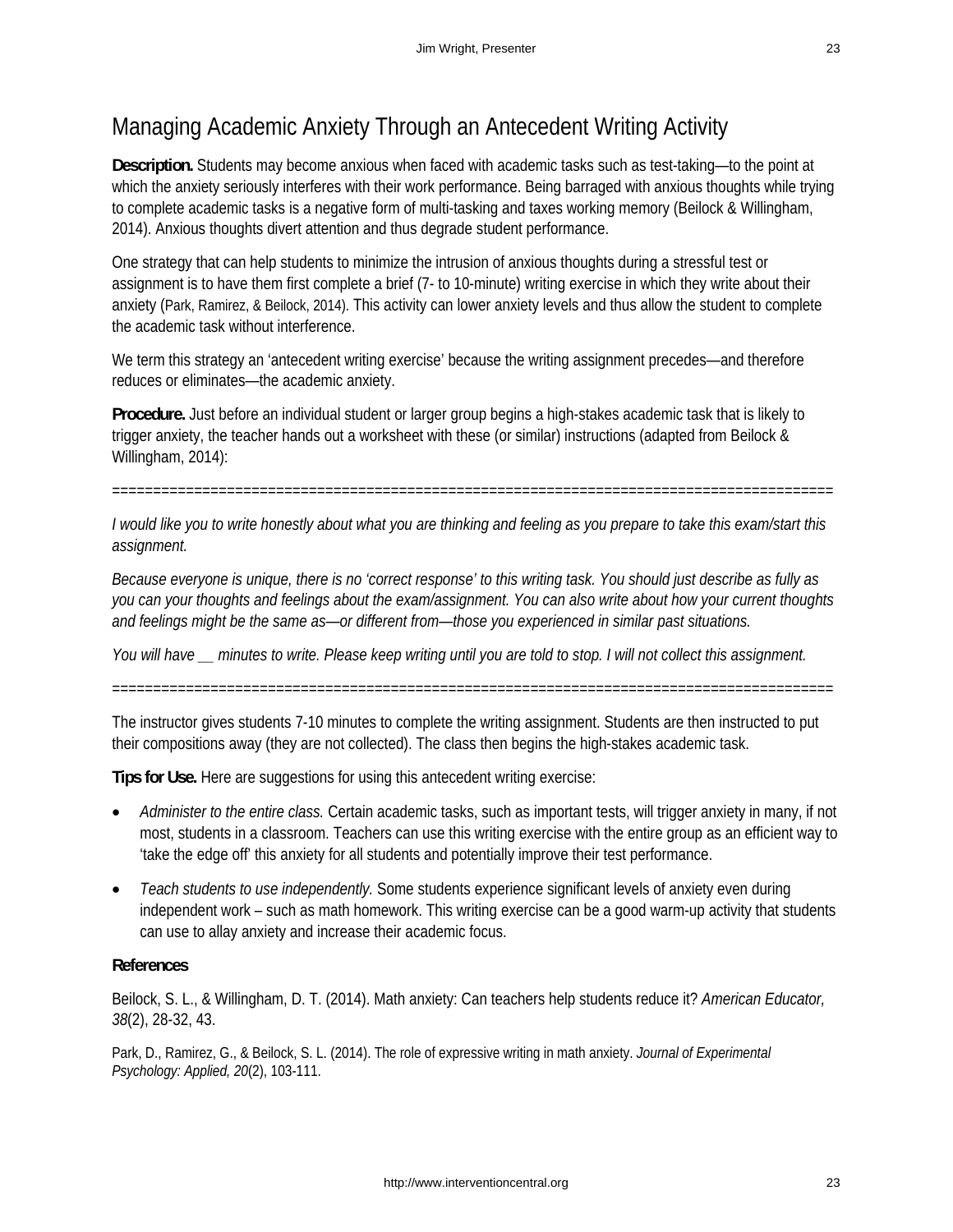# Managing Academic Anxiety Through an Antecedent Writing Activity

**Description.** Students may become anxious when faced with academic tasks such as test-taking—to the point at which the anxiety seriously interferes with their work performance. Being barraged with anxious thoughts while trying to complete academic tasks is a negative form of multi-tasking and taxes working memory (Beilock & Willingham, 2014). Anxious thoughts divert attention and thus degrade student performance.

One strategy that can help students to minimize the intrusion of anxious thoughts during a stressful test or assignment is to have them first complete a brief (7- to 10-minute) writing exercise in which they write about their anxiety (Park, Ramirez, & Beilock, 2014). This activity can lower anxiety levels and thus allow the student to complete the academic task without interference.

We term this strategy an 'antecedent writing exercise' because the writing assignment precedes—and therefore reduces or eliminates—the academic anxiety.

**Procedure.** Just before an individual student or larger group begins a high-stakes academic task that is likely to trigger anxiety, the teacher hands out a worksheet with these (or similar) instructions (adapted from Beilock & Willingham, 2014):

==========================================================================================

*I would like you to write honestly about what you are thinking and feeling as you prepare to take this exam/start this assignment.*

*Because everyone is unique, there is no 'correct response' to this writing task. You should just describe as fully as you can your thoughts and feelings about the exam/assignment. You can also write about how your current thoughts and feelings might be the same as—or different from—those you experienced in similar past situations.*

*You will have __ minutes to write. Please keep writing until you are told to stop. I will not collect this assignment.*

==========================================================================================

The instructor gives students 7-10 minutes to complete the writing assignment. Students are then instructed to put their compositions away (they are not collected). The class then begins the high-stakes academic task.

**Tips for Use.** Here are suggestions for using this antecedent writing exercise:

- *Administer to the entire class.* Certain academic tasks, such as important tests, will trigger anxiety in many, if not most, students in a classroom. Teachers can use this writing exercise with the entire group as an efficient way to 'take the edge off' this anxiety for all students and potentially improve their test performance.
- *Teach students to use independently.* Some students experience significant levels of anxiety even during independent work – such as math homework. This writing exercise can be a good warm-up activity that students can use to allay anxiety and increase their academic focus.

### References

Beilock, S. L., & Willingham, D. T. (2014). Math anxiety: Can teachers help students reduce it? *American Educator, 38*(2), 28-32, 43.

Park, D., Ramirez, G., & Beilock, S. L. (2014). The role of expressive writing in math anxiety. *Journal of Experimental Psychology: Applied, 20*(2), 103-111.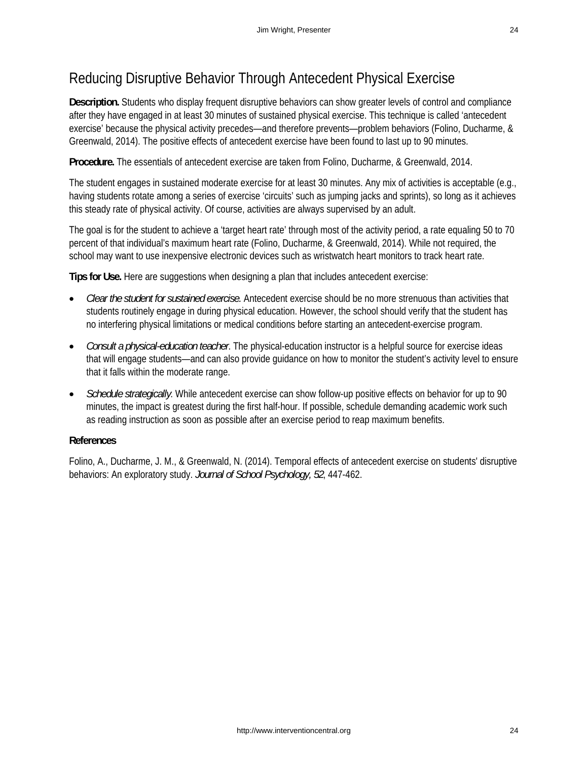# Reducing Disruptive Behavior Through Antecedent Physical Exercise

**Description.** Students who display frequent disruptive behaviors can show greater levels of control and compliance after they have engaged in at least 30 minutes of sustained physical exercise. This technique is called 'antecedent exercise' because the physical activity precedes—and therefore prevents—problem behaviors (Folino, Ducharme, & Greenwald, 2014). The positive effects of antecedent exercise have been found to last up to 90 minutes.

**Procedure.** The essentials of antecedent exercise are taken from Folino, Ducharme, & Greenwald, 2014.

The student engages in sustained moderate exercise for at least 30 minutes. Any mix of activities is acceptable (e.g., having students rotate among a series of exercise 'circuits' such as jumping jacks and sprints), so long as it achieves this steady rate of physical activity. Of course, activities are always supervised by an adult.

The goal is for the student to achieve a 'target heart rate' through most of the activity period, a rate equaling 50 to 70 percent of that individual's maximum heart rate (Folino, Ducharme, & Greenwald, 2014). While not required, the school may want to use inexpensive electronic devices such as wristwatch heart monitors to track heart rate.

**Tips for Use.** Here are suggestions when designing a plan that includes antecedent exercise:

- *Clear the student for sustained exercise.* Antecedent exercise should be no more strenuous than activities that students routinely engage in during physical education. However, the school should verify that the student has no interfering physical limitations or medical conditions before starting an antecedent-exercise program.
- *Consult a physical-education teacher*. The physical-education instructor is a helpful source for exercise ideas that will engage students—and can also provide guidance on how to monitor the student's activity level to ensure that it falls within the moderate range.
- *Schedule strategically.* While antecedent exercise can show follow-up positive effects on behavior for up to 90 minutes, the impact is greatest during the first half-hour. If possible, schedule demanding academic work such as reading instruction as soon as possible after an exercise period to reap maximum benefits.

**References**

Folino, A., Ducharme, J. M., & Greenwald, N. (2014). Temporal effects of antecedent exercise on students' disruptive behaviors: An exploratory study. *Journal of School Psychology, 52*, 447-462.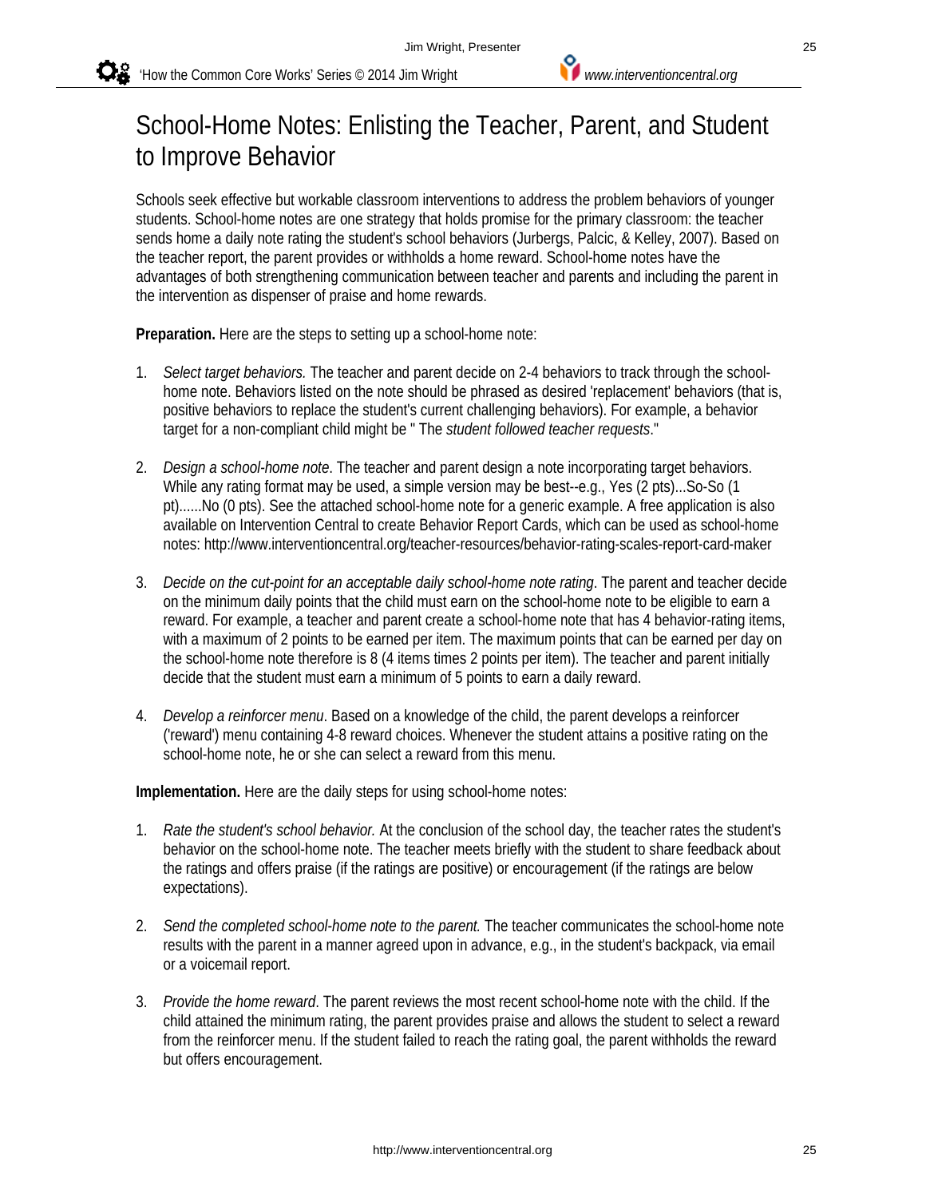# School-Home Notes: Enlisting the Teacher, Parent, and Student to Improve Behavior

Schools seek effective but workable classroom interventions to address the problem behaviors of younger students. School-home notes are one strategy that holds promise for the primary classroom: the teacher sends home a daily note rating the student's school behaviors (Jurbergs, Palcic, & Kelley, 2007). Based on the teacher report, the parent provides or withholds a home reward. School-home notes have the advantages of both strengthening communication between teacher and parents and including the parent in the intervention as dispenser of praise and home rewards.

**Preparation.** Here are the steps to setting up a school-home note:

1. *Select target behaviors.* The teacher and parent decide on 2-4 behaviors to track through the school-home note. Behaviors listed on the note should be phrased as desired 'replacement' behaviors (that is, positive behaviors to replace the student's current challenging behaviors). For example, a behavior target for a non-compliant child might be " The *student followed teacher requests*."

2. *Design a school-home note*. The teacher and parent design a note incorporating target behaviors. While any rating format may be used, a simple version may be best--e.g., Yes (2 pts)...So-So (1 pt)......No (0 pts). See the attached school-home note for a generic example. A free application is also available on Intervention Central to create Behavior Report Cards, which can be used as school-home notes: http://www.interventioncentral.org/teacher-resources/behavior-rating-scales-report-card-maker

3. *Decide on the cut-point for an acceptable daily school-home note rating*. The parent and teacher decide on the minimum daily points that the child must earn on the school-home note to be eligible to earn a reward. For example, a teacher and parent create a school-home note that has 4 behavior-rating items, with a maximum of 2 points to be earned per item. The maximum points that can be earned per day on the school-home note therefore is 8 (4 items times 2 points per item). The teacher and parent initially decide that the student must earn a minimum of 5 points to earn a daily reward.

4. *Develop a reinforcer menu*. Based on a knowledge of the child, the parent develops a reinforcer ('reward') menu containing 4-8 reward choices. Whenever the student attains a positive rating on the school-home note, he or she can select a reward from this menu.

**Implementation.** Here are the daily steps for using school-home notes:

1. *Rate the student's school behavior.* At the conclusion of the school day, the teacher rates the student's behavior on the school-home note. The teacher meets briefly with the student to share feedback about the ratings and offers praise (if the ratings are positive) or encouragement (if the ratings are below expectations).

2. *Send the completed school-home note to the parent.* The teacher communicates the school-home note results with the parent in a manner agreed upon in advance, e.g., in the student's backpack, via email or a voicemail report.

3. *Provide the home reward*. The parent reviews the most recent school-home note with the child. If the child attained the minimum rating, the parent provides praise and allows the student to select a reward from the reinforcer menu. If the student failed to reach the rating goal, the parent withholds the reward but offers encouragement.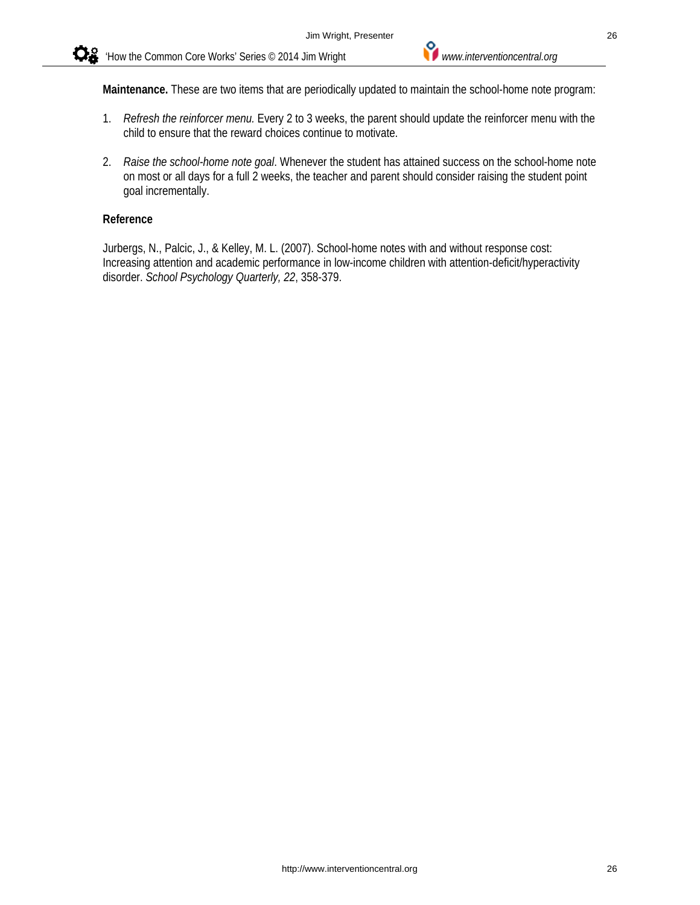**Maintenance.** These are two items that are periodically updated to maintain the school-home note program:

1. *Refresh the reinforcer menu.* Every 2 to 3 weeks, the parent should update the reinforcer menu with the child to ensure that the reward choices continue to motivate.

2. *Raise the school-home note goal*. Whenever the student has attained success on the school-home note on most or all days for a full 2 weeks, the teacher and parent should consider raising the student point goal incrementally.

**Reference**

Jurbergs, N., Palcic, J., & Kelley, M. L. (2007). School-home notes with and without response cost: Increasing attention and academic performance in low-income children with attention-deficit/hyperactivity disorder. *School Psychology Quarterly, 22*, 358-379.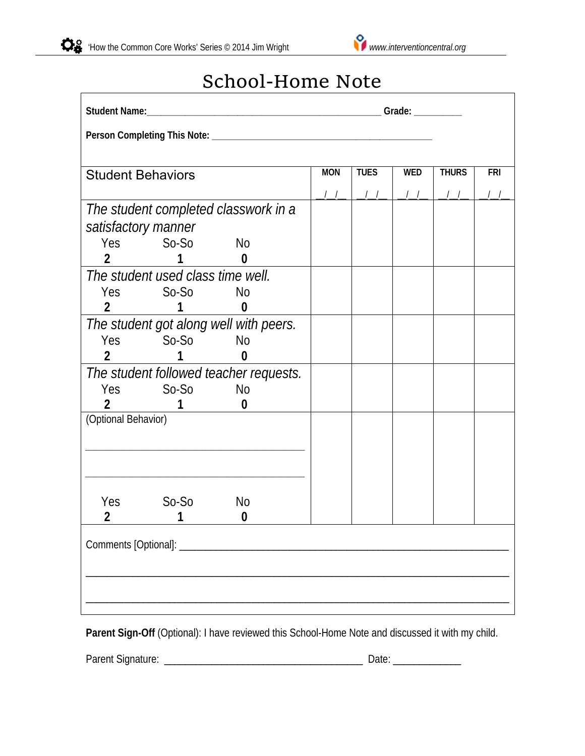# School-Home Note

**Student Name:**_______________________________________________ **Grade:** __________

**Person Completing This Note:** ____________________________________________

| Student Behaviors | MON __/__/__ | TUES __/__/__ | WED __/__/__ | THURS __/__/__ | FRI __/__/__ |
|---|---|---|---|---|---|
| *The student completed classwork in a satisfactory manner* Yes **2** So-So **1** No **0** | | | | | |
| *The student used class time well.* Yes **2** So-So **1** No **0** | | | | | |
| *The student got along well with peers.* Yes **2** So-So **1** No **0** | | | | | |
| *The student followed teacher requests.* Yes **2** So-So **1** No **0** | | | | | |
| (Optional Behavior) ________________________ ________________________ Yes **2** So-So **1** No **0** | | | | | |

Comments [Optional]: ________________________________________________________________

______________________________________________________________________________

______________________________________________________________________________

**Parent Sign-Off** (Optional): I have reviewed this School-Home Note and discussed it with my child.

Parent Signature: ______________________________________ Date: _____________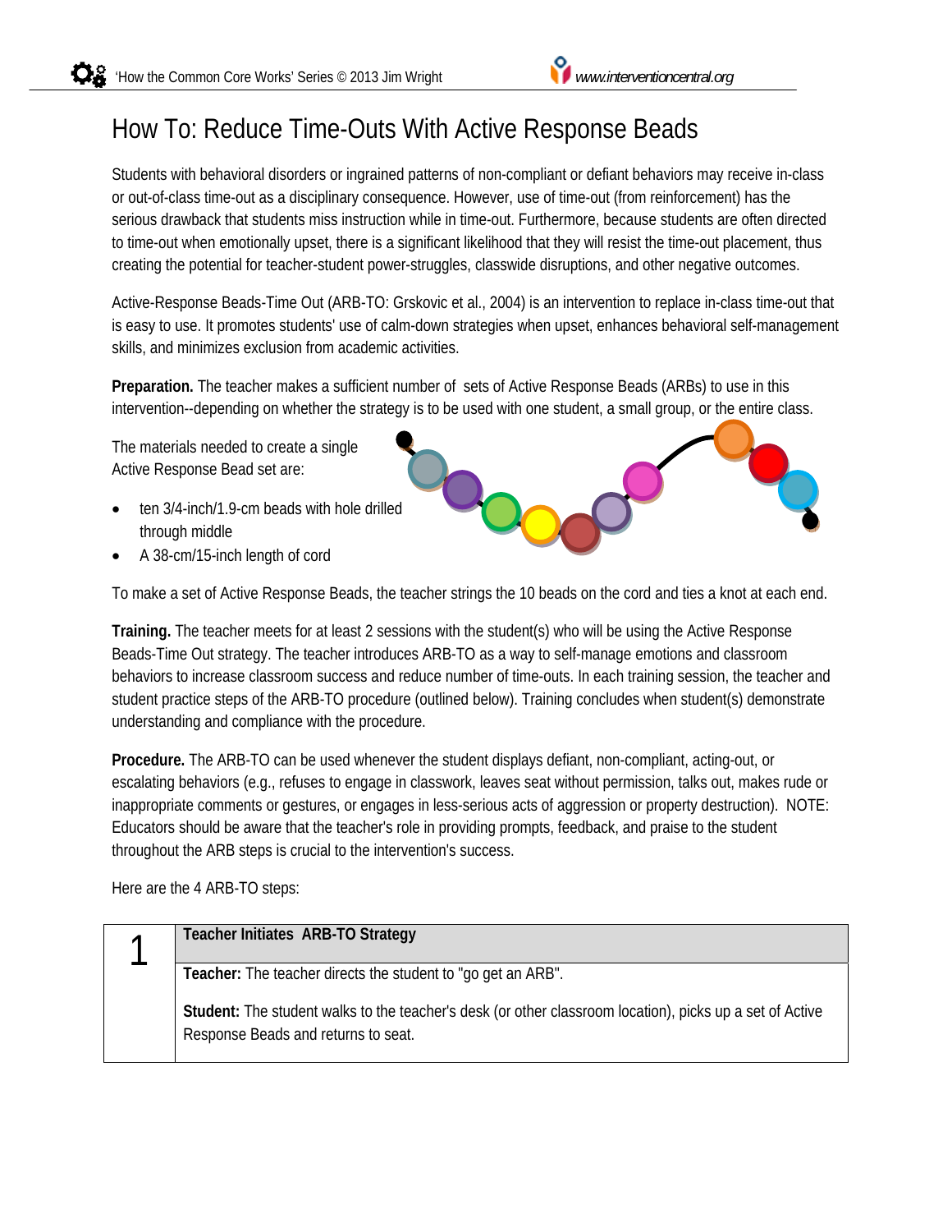# How To: Reduce Time-Outs With Active Response Beads

Students with behavioral disorders or ingrained patterns of non-compliant or defiant behaviors may receive in-class or out-of-class time-out as a disciplinary consequence. However, use of time-out (from reinforcement) has the serious drawback that students miss instruction while in time-out. Furthermore, because students are often directed to time-out when emotionally upset, there is a significant likelihood that they will resist the time-out placement, thus creating the potential for teacher-student power-struggles, classwide disruptions, and other negative outcomes.

Active-Response Beads-Time Out (ARB-TO: Grskovic et al., 2004) is an intervention to replace in-class time-out that is easy to use. It promotes students' use of calm-down strategies when upset, enhances behavioral self-management skills, and minimizes exclusion from academic activities.

**Preparation.** The teacher makes a sufficient number of sets of Active Response Beads (ARBs) to use in this intervention--depending on whether the strategy is to be used with one student, a small group, or the entire class.

The materials needed to create a single Active Response Bead set are:

- ten 3/4-inch/1.9-cm beads with hole drilled through middle
- A 38-cm/15-inch length of cord

To make a set of Active Response Beads, the teacher strings the 10 beads on the cord and ties a knot at each end.

**Training.** The teacher meets for at least 2 sessions with the student(s) who will be using the Active Response Beads-Time Out strategy. The teacher introduces ARB-TO as a way to self-manage emotions and classroom behaviors to increase classroom success and reduce number of time-outs. In each training session, the teacher and student practice steps of the ARB-TO procedure (outlined below). Training concludes when student(s) demonstrate understanding and compliance with the procedure.

**Procedure.** The ARB-TO can be used whenever the student displays defiant, non-compliant, acting-out, or escalating behaviors (e.g., refuses to engage in classwork, leaves seat without permission, talks out, makes rude or inappropriate comments or gestures, or engages in less-serious acts of aggression or property destruction). NOTE: Educators should be aware that the teacher's role in providing prompts, feedback, and praise to the student throughout the ARB steps is crucial to the intervention's success.

Here are the 4 ARB-TO steps:

| | |
|---|---|
| 1 | **Teacher Initiates ARB-TO Strategy** |
| | **Teacher:** The teacher directs the student to "go get an ARB".<br><br>**Student:** The student walks to the teacher's desk (or other classroom location), picks up a set of Active Response Beads and returns to seat. |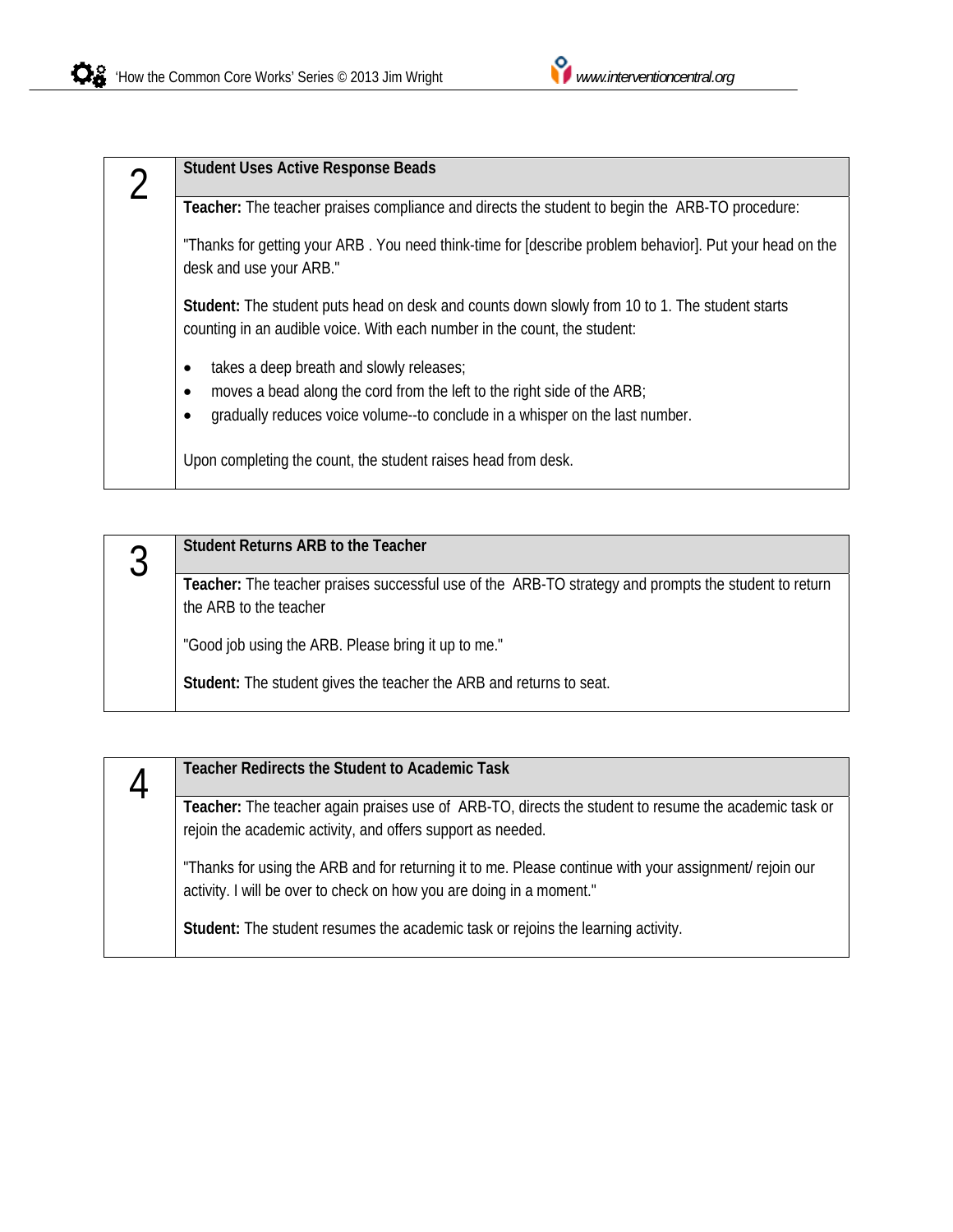| 2 | **Student Uses Active Response Beads** |
|---|---|
| | **Teacher:** The teacher praises compliance and directs the student to begin the ARB-TO procedure:<br><br>"Thanks for getting your ARB . You need think-time for [describe problem behavior]. Put your head on the desk and use your ARB."<br><br>**Student:** The student puts head on desk and counts down slowly from 10 to 1. The student starts counting in an audible voice. With each number in the count, the student:<br><br>• takes a deep breath and slowly releases;<br>• moves a bead along the cord from the left to the right side of the ARB;<br>• gradually reduces voice volume--to conclude in a whisper on the last number.<br><br>Upon completing the count, the student raises head from desk. |

| 3 | **Student Returns ARB to the Teacher** |
|---|---|
| | **Teacher:** The teacher praises successful use of the ARB-TO strategy and prompts the student to return the ARB to the teacher<br><br>"Good job using the ARB. Please bring it up to me."<br><br>**Student:** The student gives the teacher the ARB and returns to seat. |

| 4 | **Teacher Redirects the Student to Academic Task** |
|---|---|
| | **Teacher:** The teacher again praises use of ARB-TO, directs the student to resume the academic task or rejoin the academic activity, and offers support as needed.<br><br>"Thanks for using the ARB and for returning it to me. Please continue with your assignment/ rejoin our activity. I will be over to check on how you are doing in a moment."<br><br>**Student:** The student resumes the academic task or rejoins the learning activity. |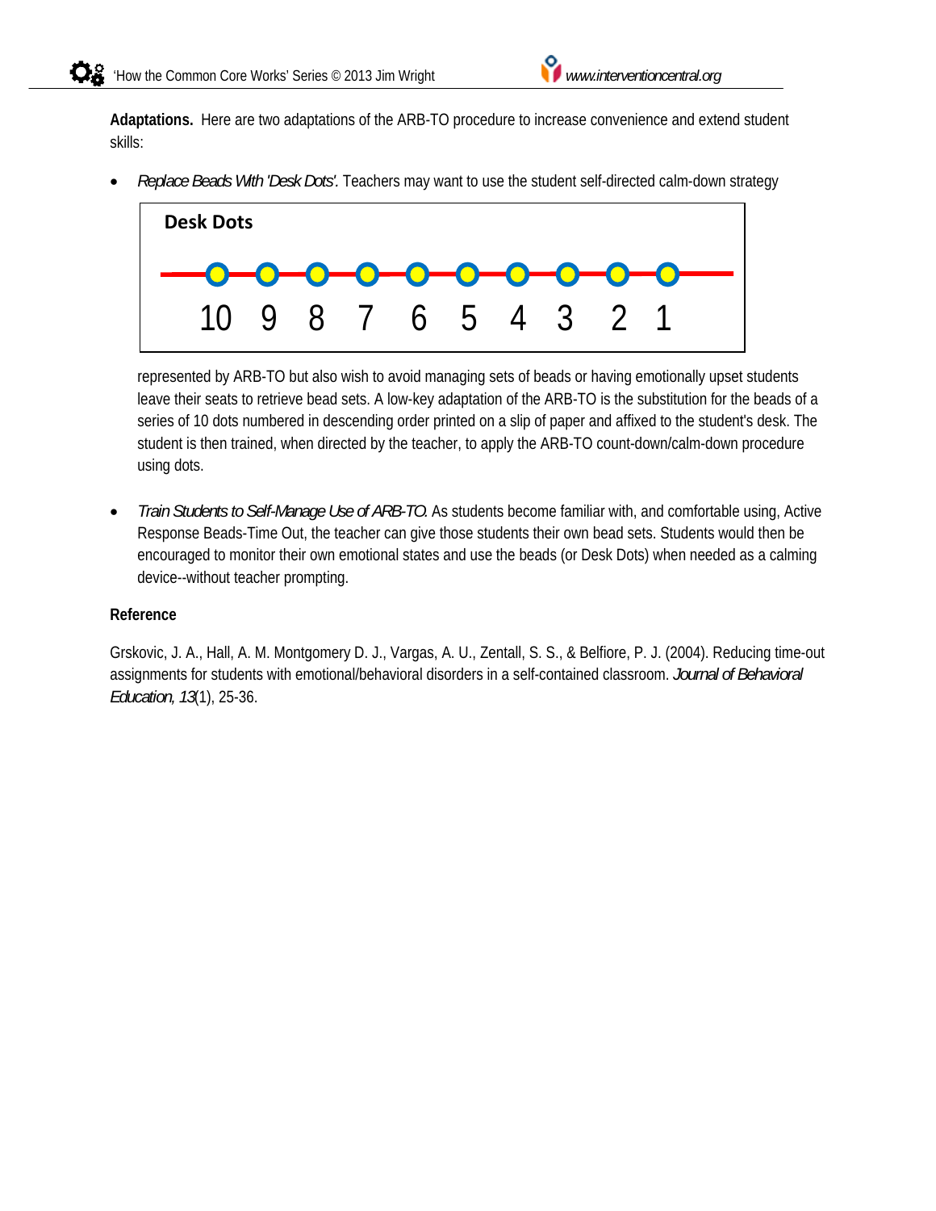**Adaptations.** Here are two adaptations of the ARB-TO procedure to increase convenience and extend student skills:

- *Replace Beads With 'Desk Dots'.* Teachers may want to use the student self-directed calm-down strategy

  **Desk Dots**

  10 9 8 7 6 5 4 3 2 1

  represented by ARB-TO but also wish to avoid managing sets of beads or having emotionally upset students leave their seats to retrieve bead sets. A low-key adaptation of the ARB-TO is the substitution for the beads of a series of 10 dots numbered in descending order printed on a slip of paper and affixed to the student's desk. The student is then trained, when directed by the teacher, to apply the ARB-TO count-down/calm-down procedure using dots.

- *Train Students to Self-Manage Use of ARB-TO.* As students become familiar with, and comfortable using, Active Response Beads-Time Out, the teacher can give those students their own bead sets. Students would then be encouraged to monitor their own emotional states and use the beads (or Desk Dots) when needed as a calming device--without teacher prompting.

**Reference**

Grskovic, J. A., Hall, A. M. Montgomery D. J., Vargas, A. U., Zentall, S. S., & Belfiore, P. J. (2004). Reducing time-out assignments for students with emotional/behavioral disorders in a self-contained classroom. *Journal of Behavioral Education, 13*(1), 25-36.